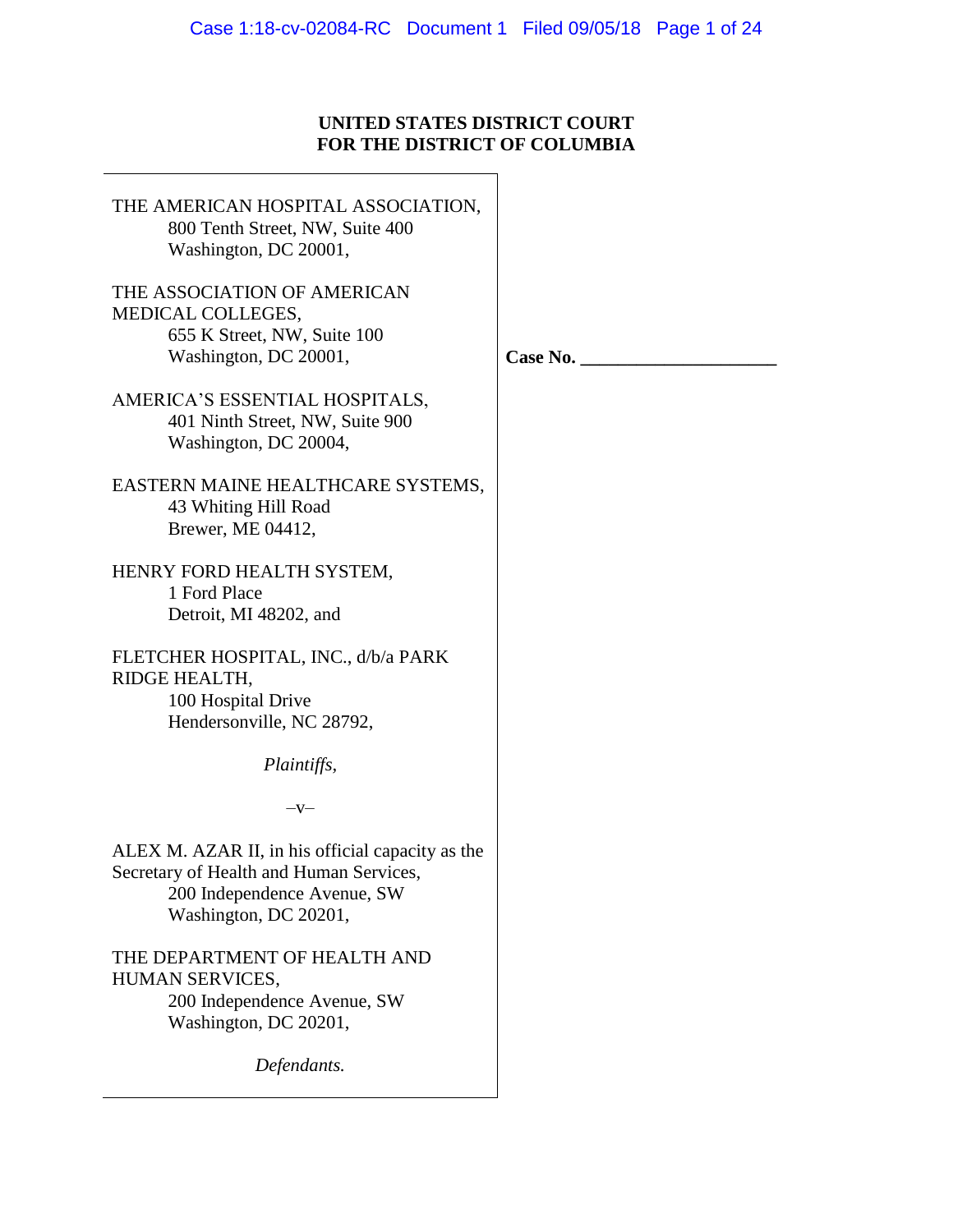**UNITED STATES DISTRICT COURT**
**FOR THE DISTRICT OF COLUMBIA**

THE AMERICAN HOSPITAL ASSOCIATION,
800 Tenth Street, NW, Suite 400
Washington, DC 20001,

THE ASSOCIATION OF AMERICAN MEDICAL COLLEGES,
655 K Street, NW, Suite 100
Washington, DC 20001,

AMERICA'S ESSENTIAL HOSPITALS,
401 Ninth Street, NW, Suite 900
Washington, DC 20004,

EASTERN MAINE HEALTHCARE SYSTEMS,
43 Whiting Hill Road
Brewer, ME 04412,

HENRY FORD HEALTH SYSTEM,
1 Ford Place
Detroit, MI 48202, and

FLETCHER HOSPITAL, INC., d/b/a PARK RIDGE HEALTH,
100 Hospital Drive
Hendersonville, NC 28792,

*Plaintiffs,*

–v–

ALEX M. AZAR II, in his official capacity as the Secretary of Health and Human Services,
200 Independence Avenue, SW
Washington, DC 20201,

THE DEPARTMENT OF HEALTH AND HUMAN SERVICES,
200 Independence Avenue, SW
Washington, DC 20201,

*Defendants.*

**Case No. ____________________**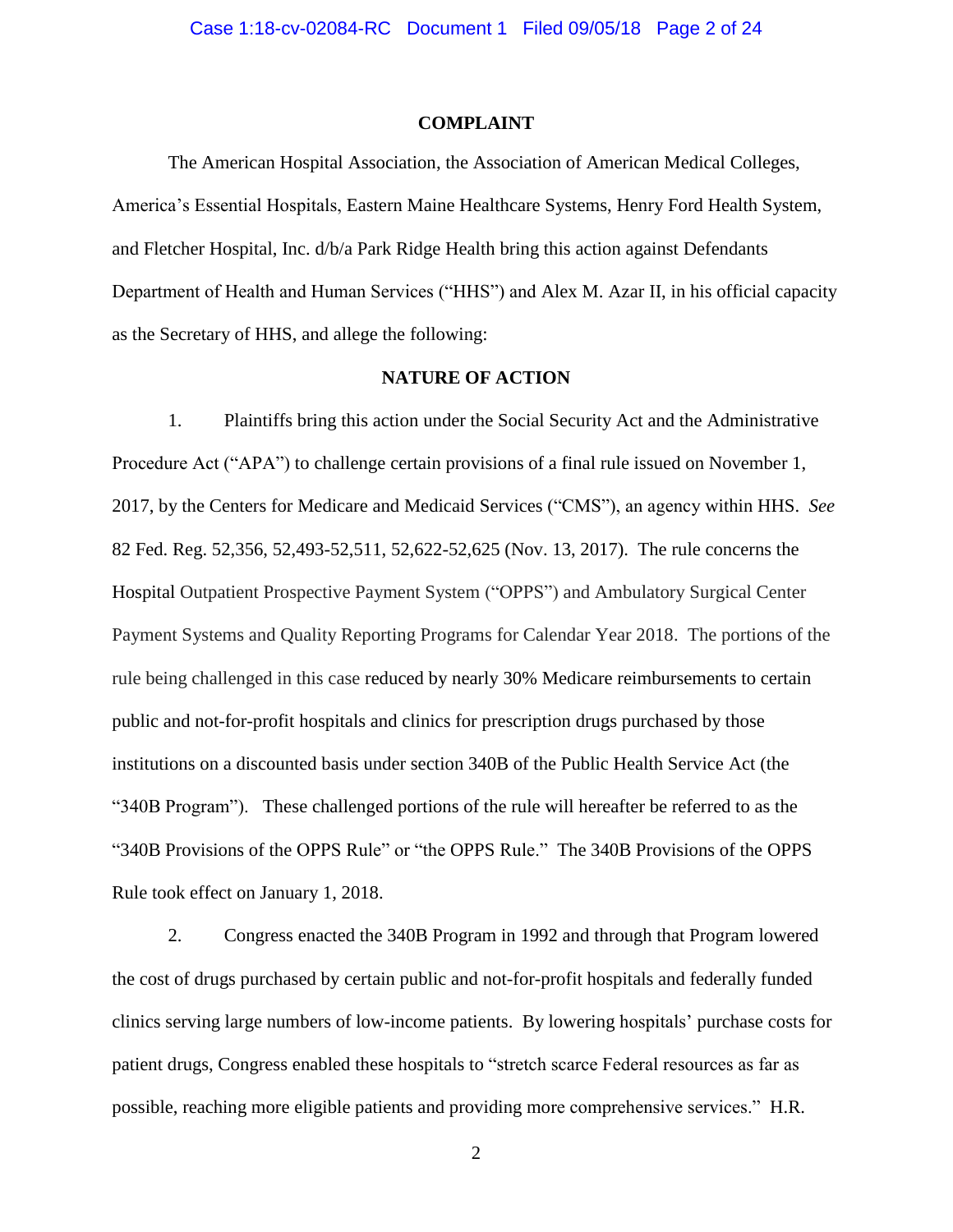## COMPLAINT

The American Hospital Association, the Association of American Medical Colleges, America's Essential Hospitals, Eastern Maine Healthcare Systems, Henry Ford Health System, and Fletcher Hospital, Inc. d/b/a Park Ridge Health bring this action against Defendants Department of Health and Human Services ("HHS") and Alex M. Azar II, in his official capacity as the Secretary of HHS, and allege the following:

## NATURE OF ACTION

1. Plaintiffs bring this action under the Social Security Act and the Administrative Procedure Act ("APA") to challenge certain provisions of a final rule issued on November 1, 2017, by the Centers for Medicare and Medicaid Services ("CMS"), an agency within HHS. *See* 82 Fed. Reg. 52,356, 52,493-52,511, 52,622-52,625 (Nov. 13, 2017). The rule concerns the Hospital Outpatient Prospective Payment System ("OPPS") and Ambulatory Surgical Center Payment Systems and Quality Reporting Programs for Calendar Year 2018. The portions of the rule being challenged in this case reduced by nearly 30% Medicare reimbursements to certain public and not-for-profit hospitals and clinics for prescription drugs purchased by those institutions on a discounted basis under section 340B of the Public Health Service Act (the "340B Program"). These challenged portions of the rule will hereafter be referred to as the "340B Provisions of the OPPS Rule" or "the OPPS Rule." The 340B Provisions of the OPPS Rule took effect on January 1, 2018.

2. Congress enacted the 340B Program in 1992 and through that Program lowered the cost of drugs purchased by certain public and not-for-profit hospitals and federally funded clinics serving large numbers of low-income patients. By lowering hospitals' purchase costs for patient drugs, Congress enabled these hospitals to "stretch scarce Federal resources as far as possible, reaching more eligible patients and providing more comprehensive services." H.R.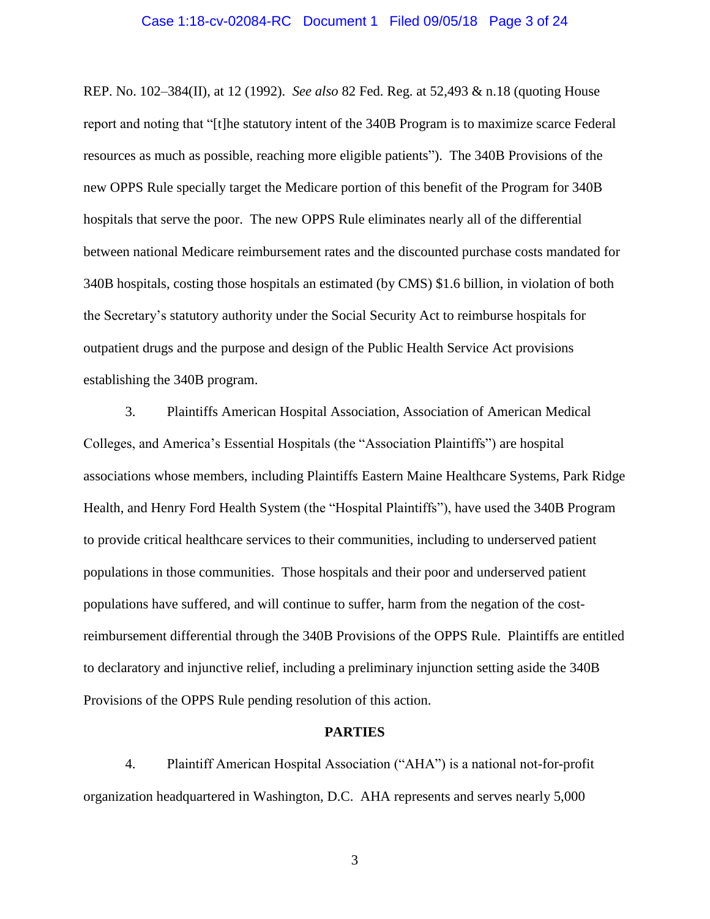REP. No. 102–384(II), at 12 (1992). *See also* 82 Fed. Reg. at 52,493 & n.18 (quoting House report and noting that "[t]he statutory intent of the 340B Program is to maximize scarce Federal resources as much as possible, reaching more eligible patients"). The 340B Provisions of the new OPPS Rule specially target the Medicare portion of this benefit of the Program for 340B hospitals that serve the poor. The new OPPS Rule eliminates nearly all of the differential between national Medicare reimbursement rates and the discounted purchase costs mandated for 340B hospitals, costing those hospitals an estimated (by CMS) $1.6 billion, in violation of both the Secretary's statutory authority under the Social Security Act to reimburse hospitals for outpatient drugs and the purpose and design of the Public Health Service Act provisions establishing the 340B program.

3. Plaintiffs American Hospital Association, Association of American Medical Colleges, and America's Essential Hospitals (the "Association Plaintiffs") are hospital associations whose members, including Plaintiffs Eastern Maine Healthcare Systems, Park Ridge Health, and Henry Ford Health System (the "Hospital Plaintiffs"), have used the 340B Program to provide critical healthcare services to their communities, including to underserved patient populations in those communities. Those hospitals and their poor and underserved patient populations have suffered, and will continue to suffer, harm from the negation of the cost-reimbursement differential through the 340B Provisions of the OPPS Rule. Plaintiffs are entitled to declaratory and injunctive relief, including a preliminary injunction setting aside the 340B Provisions of the OPPS Rule pending resolution of this action.

## PARTIES

4. Plaintiff American Hospital Association ("AHA") is a national not-for-profit organization headquartered in Washington, D.C. AHA represents and serves nearly 5,000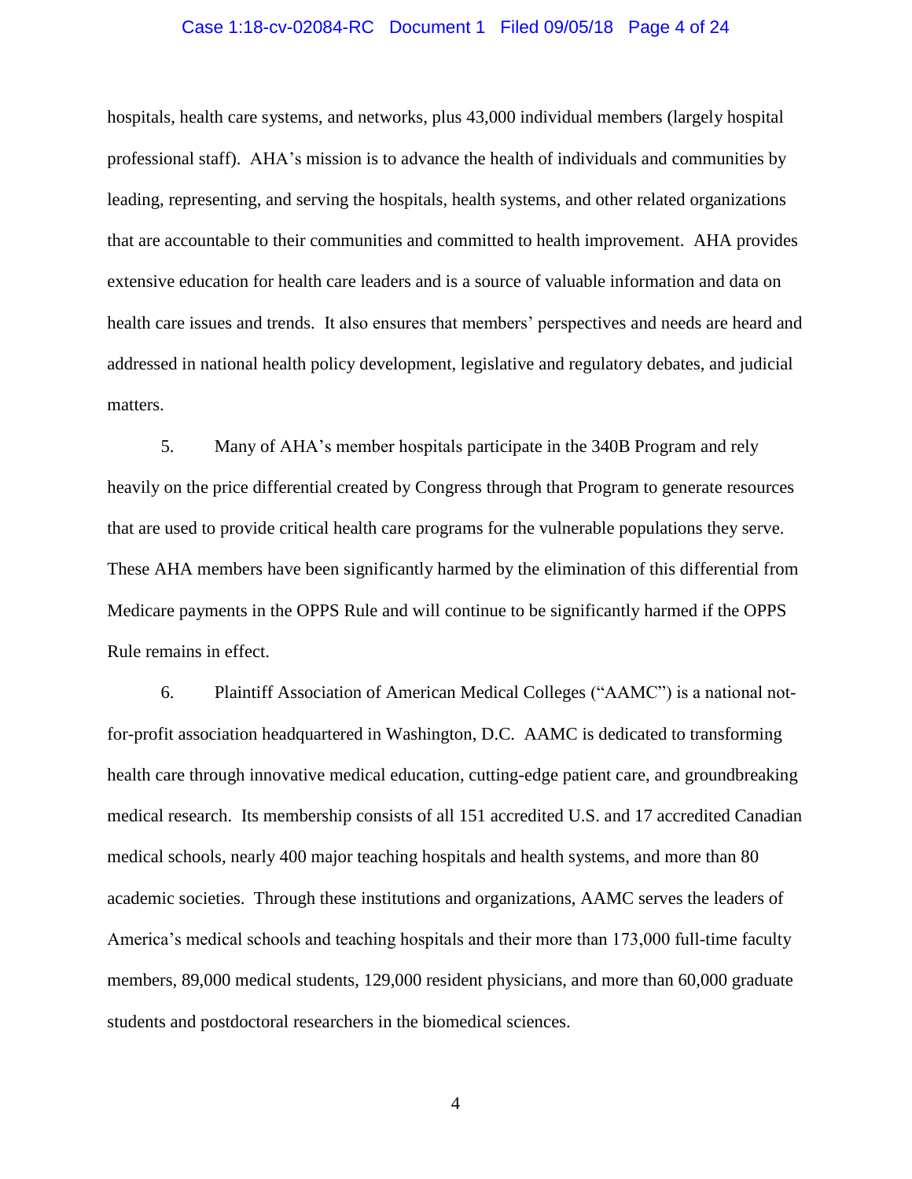hospitals, health care systems, and networks, plus 43,000 individual members (largely hospital professional staff). AHA's mission is to advance the health of individuals and communities by leading, representing, and serving the hospitals, health systems, and other related organizations that are accountable to their communities and committed to health improvement. AHA provides extensive education for health care leaders and is a source of valuable information and data on health care issues and trends. It also ensures that members' perspectives and needs are heard and addressed in national health policy development, legislative and regulatory debates, and judicial matters.

5. Many of AHA's member hospitals participate in the 340B Program and rely heavily on the price differential created by Congress through that Program to generate resources that are used to provide critical health care programs for the vulnerable populations they serve. These AHA members have been significantly harmed by the elimination of this differential from Medicare payments in the OPPS Rule and will continue to be significantly harmed if the OPPS Rule remains in effect.

6. Plaintiff Association of American Medical Colleges ("AAMC") is a national not-for-profit association headquartered in Washington, D.C. AAMC is dedicated to transforming health care through innovative medical education, cutting-edge patient care, and groundbreaking medical research. Its membership consists of all 151 accredited U.S. and 17 accredited Canadian medical schools, nearly 400 major teaching hospitals and health systems, and more than 80 academic societies. Through these institutions and organizations, AAMC serves the leaders of America's medical schools and teaching hospitals and their more than 173,000 full-time faculty members, 89,000 medical students, 129,000 resident physicians, and more than 60,000 graduate students and postdoctoral researchers in the biomedical sciences.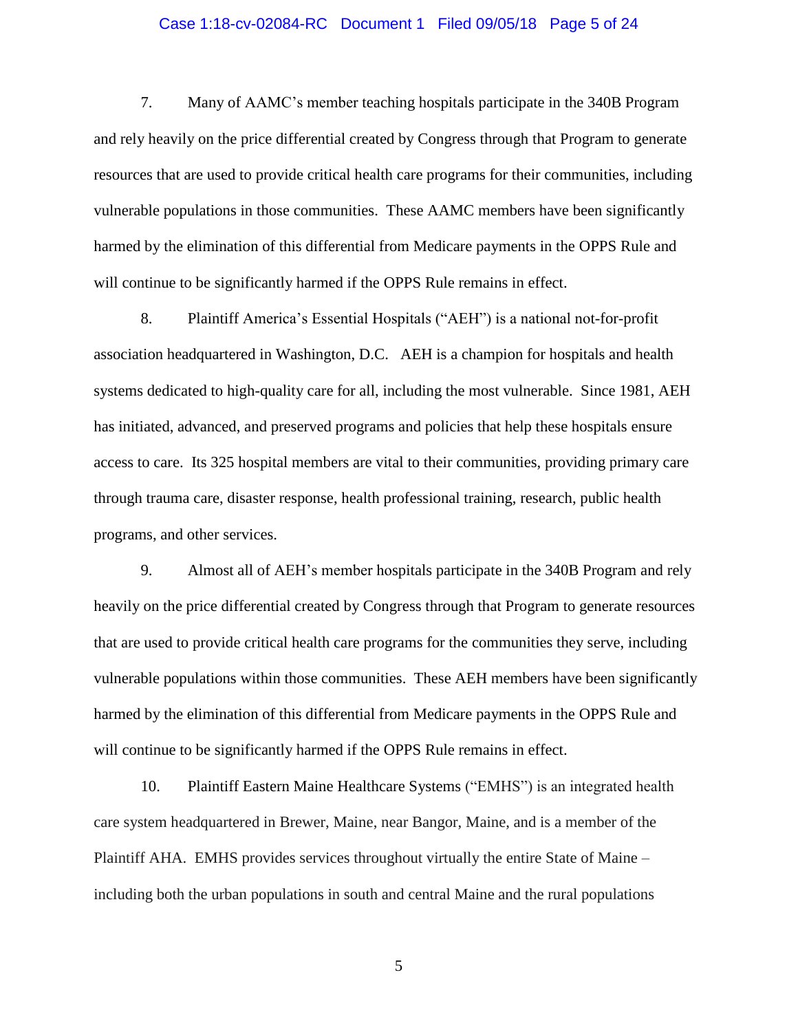7. Many of AAMC's member teaching hospitals participate in the 340B Program and rely heavily on the price differential created by Congress through that Program to generate resources that are used to provide critical health care programs for their communities, including vulnerable populations in those communities. These AAMC members have been significantly harmed by the elimination of this differential from Medicare payments in the OPPS Rule and will continue to be significantly harmed if the OPPS Rule remains in effect.

8. Plaintiff America's Essential Hospitals ("AEH") is a national not-for-profit association headquartered in Washington, D.C. AEH is a champion for hospitals and health systems dedicated to high-quality care for all, including the most vulnerable. Since 1981, AEH has initiated, advanced, and preserved programs and policies that help these hospitals ensure access to care. Its 325 hospital members are vital to their communities, providing primary care through trauma care, disaster response, health professional training, research, public health programs, and other services.

9. Almost all of AEH's member hospitals participate in the 340B Program and rely heavily on the price differential created by Congress through that Program to generate resources that are used to provide critical health care programs for the communities they serve, including vulnerable populations within those communities. These AEH members have been significantly harmed by the elimination of this differential from Medicare payments in the OPPS Rule and will continue to be significantly harmed if the OPPS Rule remains in effect.

10. Plaintiff Eastern Maine Healthcare Systems ("EMHS") is an integrated health care system headquartered in Brewer, Maine, near Bangor, Maine, and is a member of the Plaintiff AHA. EMHS provides services throughout virtually the entire State of Maine – including both the urban populations in south and central Maine and the rural populations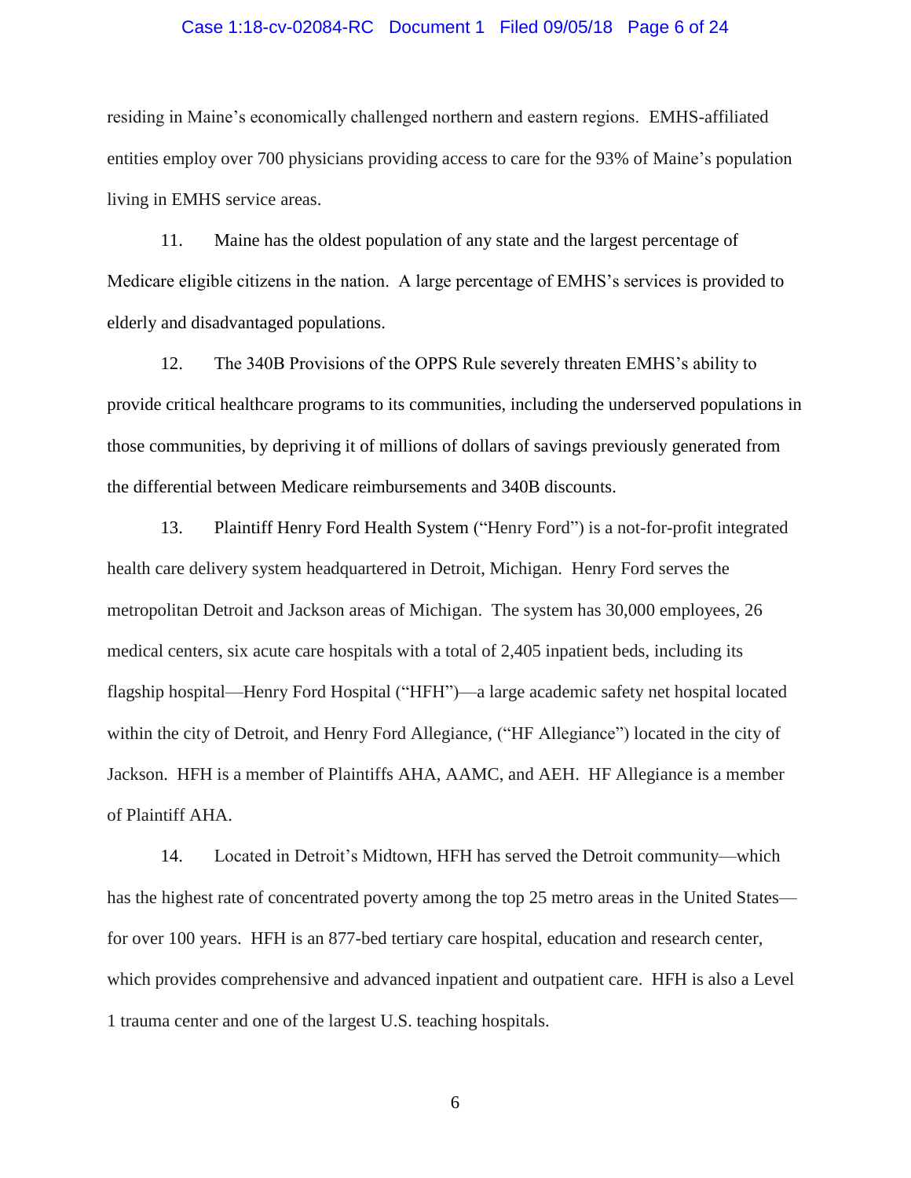residing in Maine's economically challenged northern and eastern regions. EMHS-affiliated entities employ over 700 physicians providing access to care for the 93% of Maine's population living in EMHS service areas.

11. Maine has the oldest population of any state and the largest percentage of Medicare eligible citizens in the nation. A large percentage of EMHS's services is provided to elderly and disadvantaged populations.

12. The 340B Provisions of the OPPS Rule severely threaten EMHS's ability to provide critical healthcare programs to its communities, including the underserved populations in those communities, by depriving it of millions of dollars of savings previously generated from the differential between Medicare reimbursements and 340B discounts.

13. Plaintiff Henry Ford Health System ("Henry Ford") is a not-for-profit integrated health care delivery system headquartered in Detroit, Michigan. Henry Ford serves the metropolitan Detroit and Jackson areas of Michigan. The system has 30,000 employees, 26 medical centers, six acute care hospitals with a total of 2,405 inpatient beds, including its flagship hospital—Henry Ford Hospital ("HFH")—a large academic safety net hospital located within the city of Detroit, and Henry Ford Allegiance, ("HF Allegiance") located in the city of Jackson. HFH is a member of Plaintiffs AHA, AAMC, and AEH. HF Allegiance is a member of Plaintiff AHA.

14. Located in Detroit's Midtown, HFH has served the Detroit community—which has the highest rate of concentrated poverty among the top 25 metro areas in the United States—for over 100 years. HFH is an 877-bed tertiary care hospital, education and research center, which provides comprehensive and advanced inpatient and outpatient care. HFH is also a Level 1 trauma center and one of the largest U.S. teaching hospitals.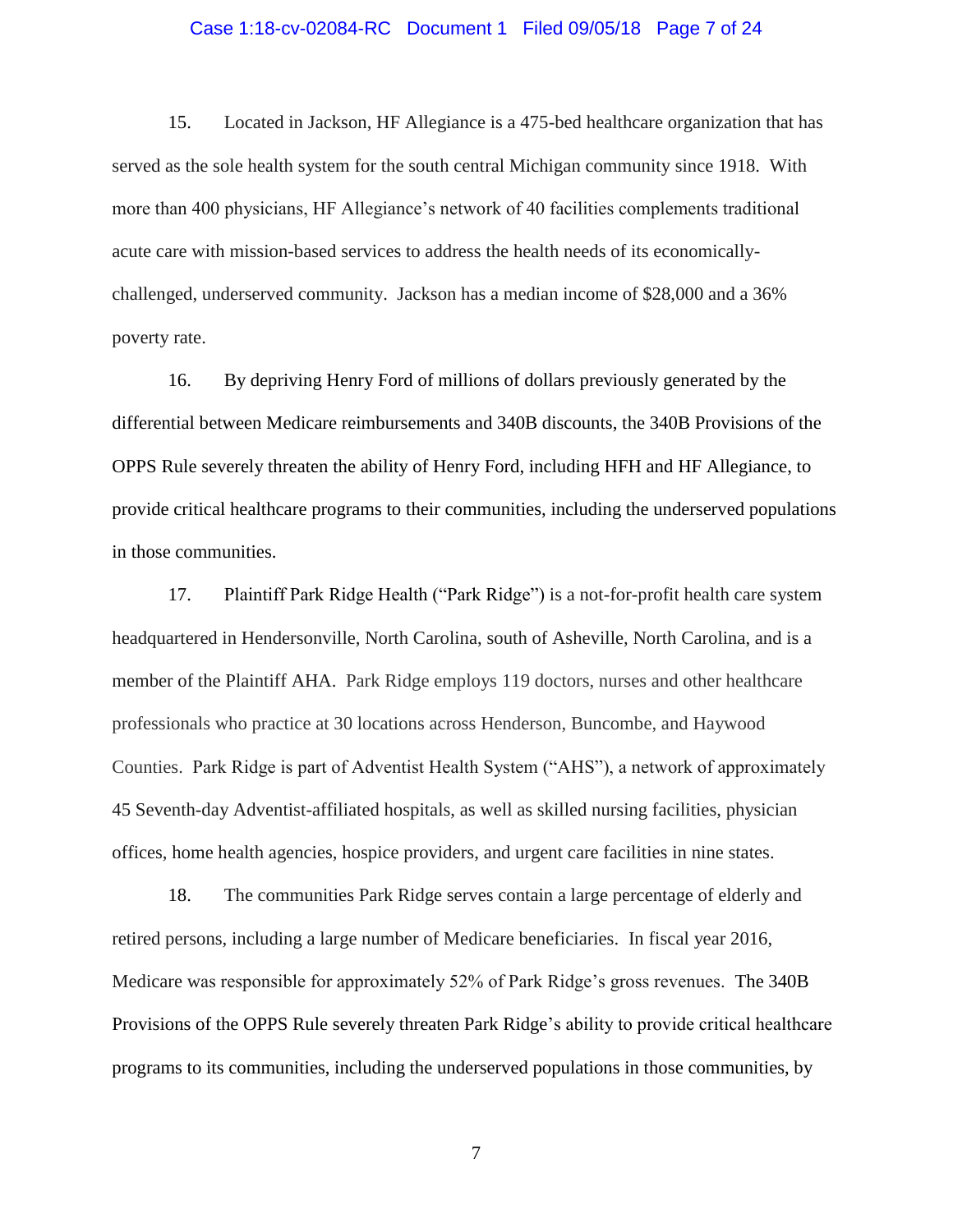15. Located in Jackson, HF Allegiance is a 475-bed healthcare organization that has served as the sole health system for the south central Michigan community since 1918. With more than 400 physicians, HF Allegiance's network of 40 facilities complements traditional acute care with mission-based services to address the health needs of its economically-challenged, underserved community. Jackson has a median income of $28,000 and a 36% poverty rate.

16. By depriving Henry Ford of millions of dollars previously generated by the differential between Medicare reimbursements and 340B discounts, the 340B Provisions of the OPPS Rule severely threaten the ability of Henry Ford, including HFH and HF Allegiance, to provide critical healthcare programs to their communities, including the underserved populations in those communities.

17. Plaintiff Park Ridge Health ("Park Ridge") is a not-for-profit health care system headquartered in Hendersonville, North Carolina, south of Asheville, North Carolina, and is a member of the Plaintiff AHA. Park Ridge employs 119 doctors, nurses and other healthcare professionals who practice at 30 locations across Henderson, Buncombe, and Haywood Counties. Park Ridge is part of Adventist Health System ("AHS"), a network of approximately 45 Seventh-day Adventist-affiliated hospitals, as well as skilled nursing facilities, physician offices, home health agencies, hospice providers, and urgent care facilities in nine states.

18. The communities Park Ridge serves contain a large percentage of elderly and retired persons, including a large number of Medicare beneficiaries. In fiscal year 2016, Medicare was responsible for approximately 52% of Park Ridge's gross revenues. The 340B Provisions of the OPPS Rule severely threaten Park Ridge's ability to provide critical healthcare programs to its communities, including the underserved populations in those communities, by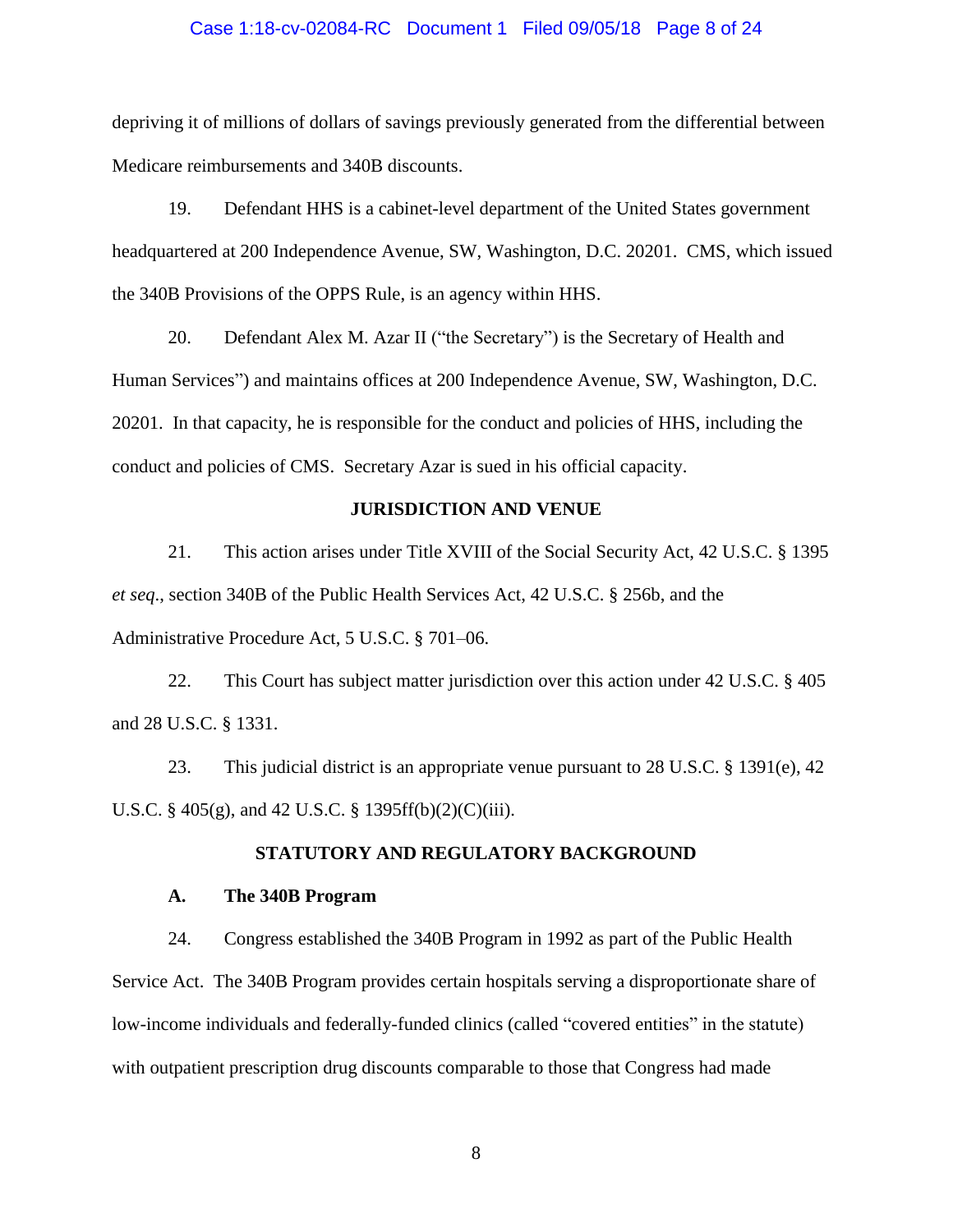depriving it of millions of dollars of savings previously generated from the differential between Medicare reimbursements and 340B discounts.

19. Defendant HHS is a cabinet-level department of the United States government headquartered at 200 Independence Avenue, SW, Washington, D.C. 20201. CMS, which issued the 340B Provisions of the OPPS Rule, is an agency within HHS.

20. Defendant Alex M. Azar II ("the Secretary") is the Secretary of Health and Human Services") and maintains offices at 200 Independence Avenue, SW, Washington, D.C. 20201. In that capacity, he is responsible for the conduct and policies of HHS, including the conduct and policies of CMS. Secretary Azar is sued in his official capacity.

## JURISDICTION AND VENUE

21. This action arises under Title XVIII of the Social Security Act, 42 U.S.C. § 1395 *et seq*., section 340B of the Public Health Services Act, 42 U.S.C. § 256b, and the Administrative Procedure Act, 5 U.S.C. § 701–06.

22. This Court has subject matter jurisdiction over this action under 42 U.S.C. § 405 and 28 U.S.C. § 1331.

23. This judicial district is an appropriate venue pursuant to 28 U.S.C. § 1391(e), 42 U.S.C. § 405(g), and 42 U.S.C. § 1395ff(b)(2)(C)(iii).

## STATUTORY AND REGULATORY BACKGROUND

### A. The 340B Program

24. Congress established the 340B Program in 1992 as part of the Public Health Service Act. The 340B Program provides certain hospitals serving a disproportionate share of low-income individuals and federally-funded clinics (called "covered entities" in the statute) with outpatient prescription drug discounts comparable to those that Congress had made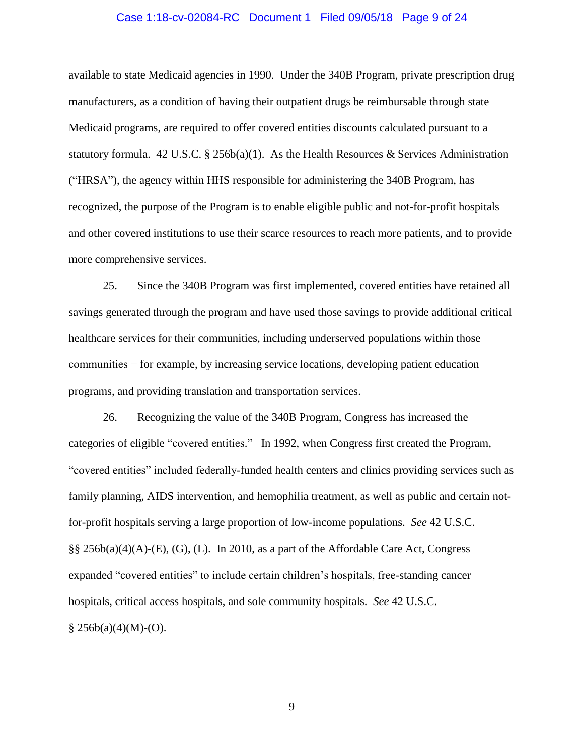available to state Medicaid agencies in 1990. Under the 340B Program, private prescription drug manufacturers, as a condition of having their outpatient drugs be reimbursable through state Medicaid programs, are required to offer covered entities discounts calculated pursuant to a statutory formula. 42 U.S.C. § 256b(a)(1). As the Health Resources & Services Administration ("HRSA"), the agency within HHS responsible for administering the 340B Program, has recognized, the purpose of the Program is to enable eligible public and not-for-profit hospitals and other covered institutions to use their scarce resources to reach more patients, and to provide more comprehensive services.

25. Since the 340B Program was first implemented, covered entities have retained all savings generated through the program and have used those savings to provide additional critical healthcare services for their communities, including underserved populations within those communities − for example, by increasing service locations, developing patient education programs, and providing translation and transportation services.

26. Recognizing the value of the 340B Program, Congress has increased the categories of eligible "covered entities." In 1992, when Congress first created the Program, "covered entities" included federally-funded health centers and clinics providing services such as family planning, AIDS intervention, and hemophilia treatment, as well as public and certain not-for-profit hospitals serving a large proportion of low-income populations. *See* 42 U.S.C. §§ 256b(a)(4)(A)-(E), (G), (L). In 2010, as a part of the Affordable Care Act, Congress expanded "covered entities" to include certain children's hospitals, free-standing cancer hospitals, critical access hospitals, and sole community hospitals. *See* 42 U.S.C. § 256b(a)(4)(M)-(O).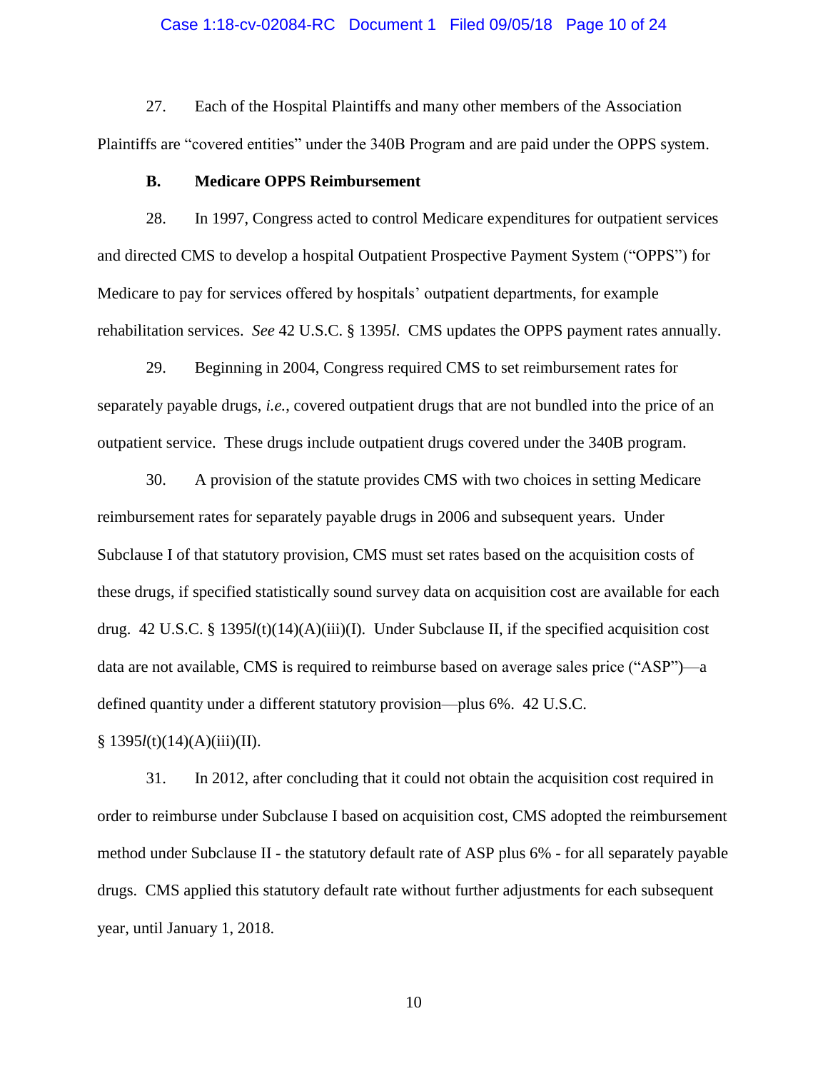27. Each of the Hospital Plaintiffs and many other members of the Association Plaintiffs are "covered entities" under the 340B Program and are paid under the OPPS system.

**B. Medicare OPPS Reimbursement**

28. In 1997, Congress acted to control Medicare expenditures for outpatient services and directed CMS to develop a hospital Outpatient Prospective Payment System ("OPPS") for Medicare to pay for services offered by hospitals' outpatient departments, for example rehabilitation services. *See* 42 U.S.C. § 1395*l*. CMS updates the OPPS payment rates annually.

29. Beginning in 2004, Congress required CMS to set reimbursement rates for separately payable drugs, *i.e.*, covered outpatient drugs that are not bundled into the price of an outpatient service. These drugs include outpatient drugs covered under the 340B program.

30. A provision of the statute provides CMS with two choices in setting Medicare reimbursement rates for separately payable drugs in 2006 and subsequent years. Under Subclause I of that statutory provision, CMS must set rates based on the acquisition costs of these drugs, if specified statistically sound survey data on acquisition cost are available for each drug. 42 U.S.C. § 1395*l*(t)(14)(A)(iii)(I). Under Subclause II, if the specified acquisition cost data are not available, CMS is required to reimburse based on average sales price ("ASP")—a defined quantity under a different statutory provision—plus 6%. 42 U.S.C. § 1395*l*(t)(14)(A)(iii)(II).

31. In 2012, after concluding that it could not obtain the acquisition cost required in order to reimburse under Subclause I based on acquisition cost, CMS adopted the reimbursement method under Subclause II - the statutory default rate of ASP plus 6% - for all separately payable drugs. CMS applied this statutory default rate without further adjustments for each subsequent year, until January 1, 2018.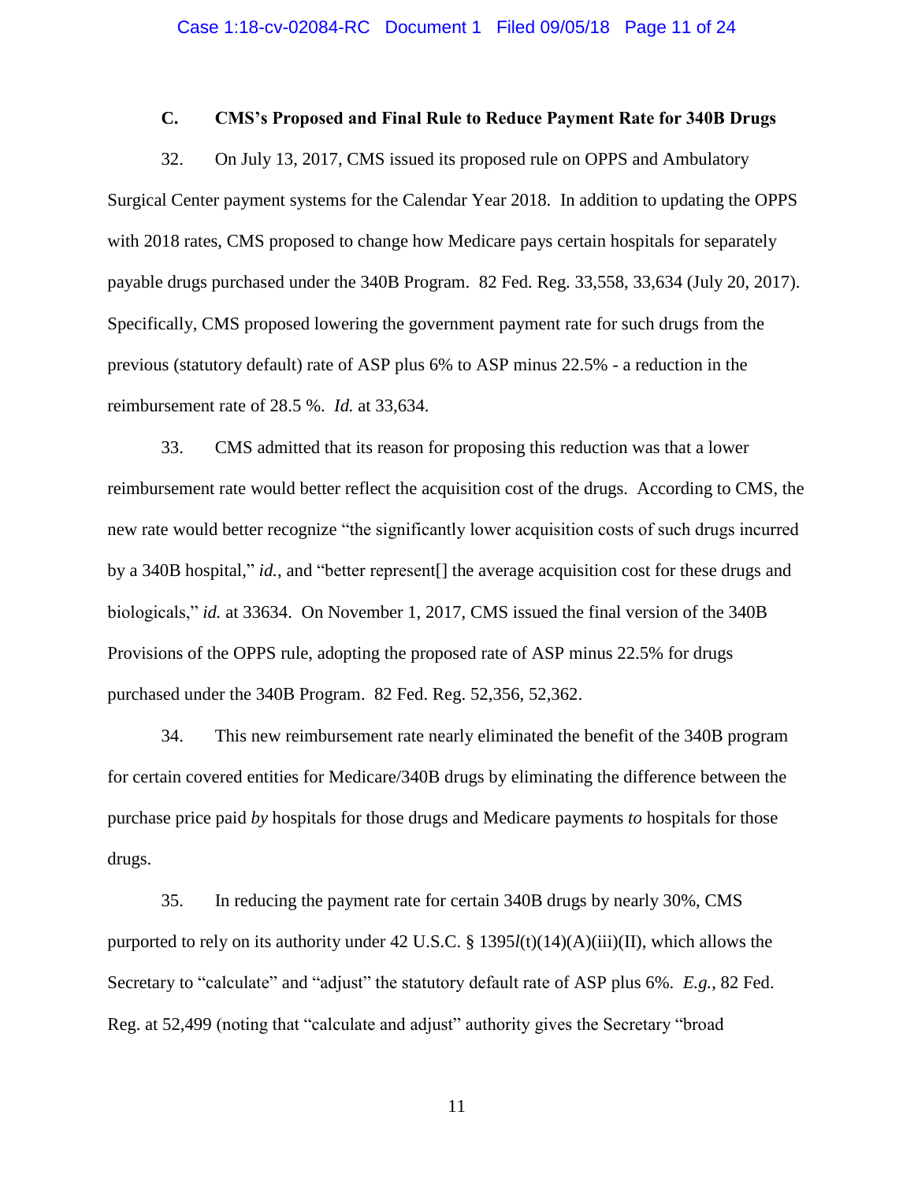### C. CMS's Proposed and Final Rule to Reduce Payment Rate for 340B Drugs

32. On July 13, 2017, CMS issued its proposed rule on OPPS and Ambulatory Surgical Center payment systems for the Calendar Year 2018. In addition to updating the OPPS with 2018 rates, CMS proposed to change how Medicare pays certain hospitals for separately payable drugs purchased under the 340B Program. 82 Fed. Reg. 33,558, 33,634 (July 20, 2017). Specifically, CMS proposed lowering the government payment rate for such drugs from the previous (statutory default) rate of ASP plus 6% to ASP minus 22.5% - a reduction in the reimbursement rate of 28.5 %. *Id.* at 33,634.

33. CMS admitted that its reason for proposing this reduction was that a lower reimbursement rate would better reflect the acquisition cost of the drugs. According to CMS, the new rate would better recognize "the significantly lower acquisition costs of such drugs incurred by a 340B hospital," *id.*, and "better represent[] the average acquisition cost for these drugs and biologicals," *id.* at 33634. On November 1, 2017, CMS issued the final version of the 340B Provisions of the OPPS rule, adopting the proposed rate of ASP minus 22.5% for drugs purchased under the 340B Program. 82 Fed. Reg. 52,356, 52,362.

34. This new reimbursement rate nearly eliminated the benefit of the 340B program for certain covered entities for Medicare/340B drugs by eliminating the difference between the purchase price paid *by* hospitals for those drugs and Medicare payments *to* hospitals for those drugs.

35. In reducing the payment rate for certain 340B drugs by nearly 30%, CMS purported to rely on its authority under 42 U.S.C. § 1395*l*(t)(14)(A)(iii)(II), which allows the Secretary to "calculate" and "adjust" the statutory default rate of ASP plus 6%. *E.g.*, 82 Fed. Reg. at 52,499 (noting that "calculate and adjust" authority gives the Secretary "broad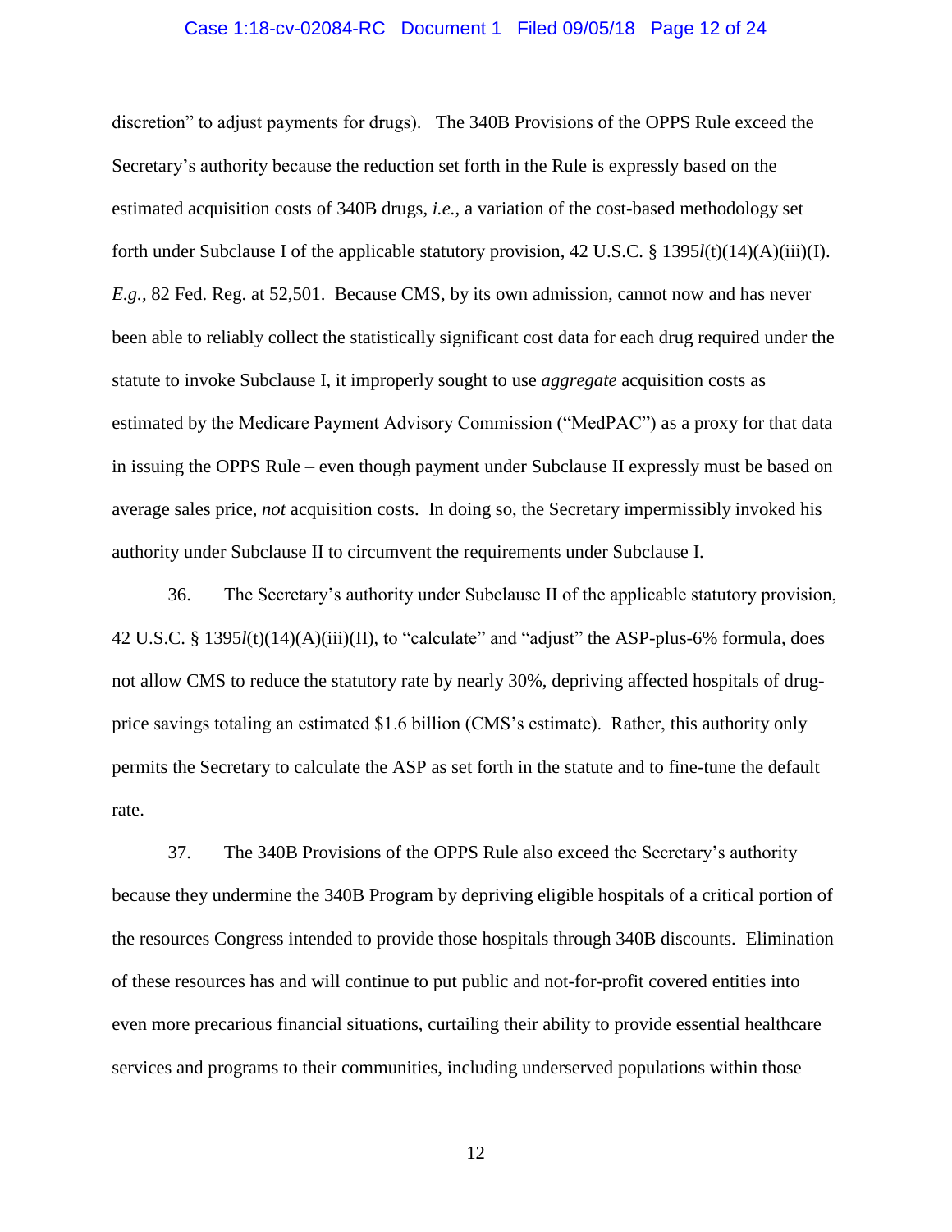discretion" to adjust payments for drugs). The 340B Provisions of the OPPS Rule exceed the Secretary's authority because the reduction set forth in the Rule is expressly based on the estimated acquisition costs of 340B drugs, *i.e.*, a variation of the cost-based methodology set forth under Subclause I of the applicable statutory provision, 42 U.S.C. § 1395*l*(t)(14)(A)(iii)(I). *E.g.,* 82 Fed. Reg. at 52,501. Because CMS, by its own admission, cannot now and has never been able to reliably collect the statistically significant cost data for each drug required under the statute to invoke Subclause I, it improperly sought to use *aggregate* acquisition costs as estimated by the Medicare Payment Advisory Commission ("MedPAC") as a proxy for that data in issuing the OPPS Rule – even though payment under Subclause II expressly must be based on average sales price, *not* acquisition costs. In doing so, the Secretary impermissibly invoked his authority under Subclause II to circumvent the requirements under Subclause I.

36. The Secretary's authority under Subclause II of the applicable statutory provision, 42 U.S.C. § 1395*l*(t)(14)(A)(iii)(II), to "calculate" and "adjust" the ASP-plus-6% formula, does not allow CMS to reduce the statutory rate by nearly 30%, depriving affected hospitals of drug-price savings totaling an estimated $1.6 billion (CMS's estimate). Rather, this authority only permits the Secretary to calculate the ASP as set forth in the statute and to fine-tune the default rate.

37. The 340B Provisions of the OPPS Rule also exceed the Secretary's authority because they undermine the 340B Program by depriving eligible hospitals of a critical portion of the resources Congress intended to provide those hospitals through 340B discounts. Elimination of these resources has and will continue to put public and not-for-profit covered entities into even more precarious financial situations, curtailing their ability to provide essential healthcare services and programs to their communities, including underserved populations within those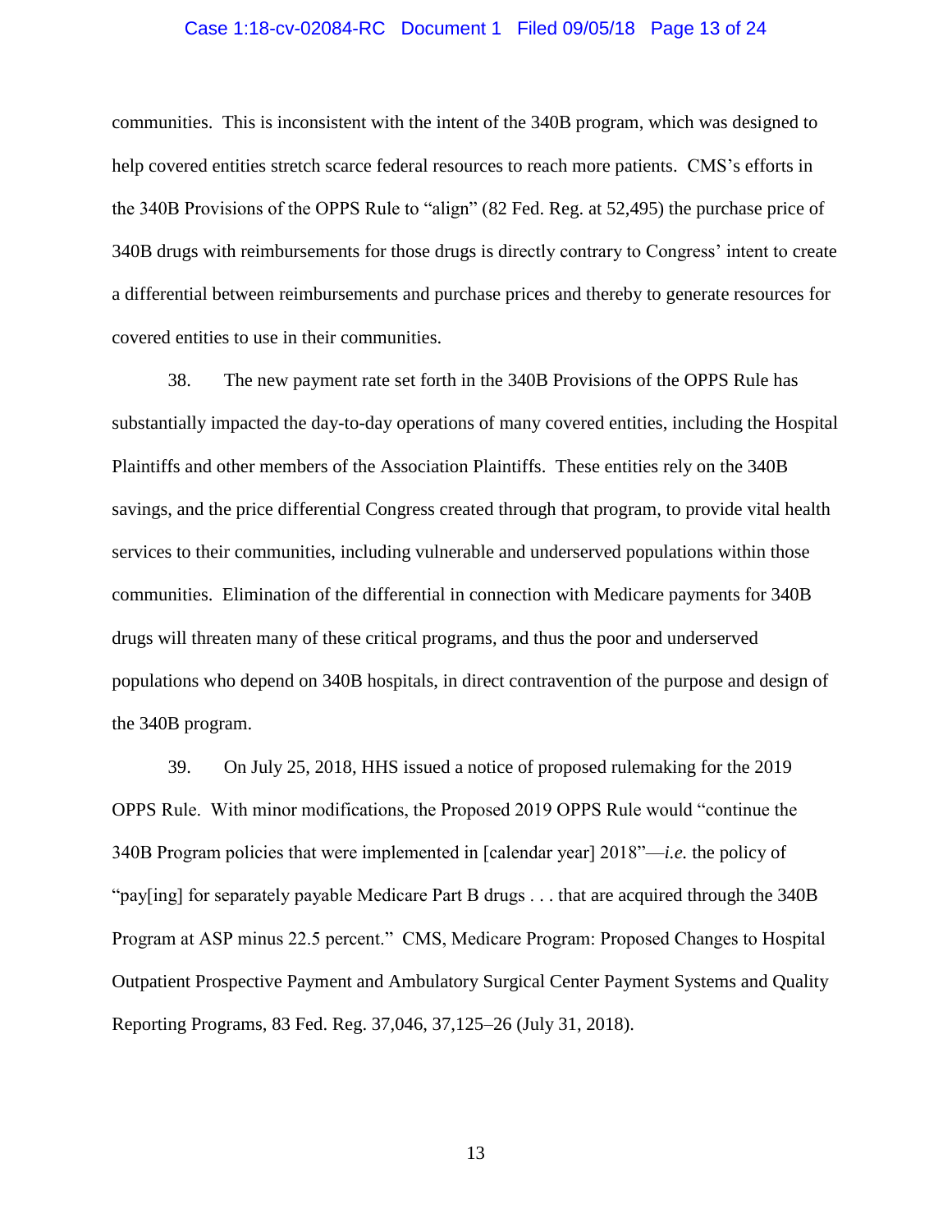communities. This is inconsistent with the intent of the 340B program, which was designed to help covered entities stretch scarce federal resources to reach more patients. CMS's efforts in the 340B Provisions of the OPPS Rule to "align" (82 Fed. Reg. at 52,495) the purchase price of 340B drugs with reimbursements for those drugs is directly contrary to Congress' intent to create a differential between reimbursements and purchase prices and thereby to generate resources for covered entities to use in their communities.

38. The new payment rate set forth in the 340B Provisions of the OPPS Rule has substantially impacted the day-to-day operations of many covered entities, including the Hospital Plaintiffs and other members of the Association Plaintiffs. These entities rely on the 340B savings, and the price differential Congress created through that program, to provide vital health services to their communities, including vulnerable and underserved populations within those communities. Elimination of the differential in connection with Medicare payments for 340B drugs will threaten many of these critical programs, and thus the poor and underserved populations who depend on 340B hospitals, in direct contravention of the purpose and design of the 340B program.

39. On July 25, 2018, HHS issued a notice of proposed rulemaking for the 2019 OPPS Rule. With minor modifications, the Proposed 2019 OPPS Rule would "continue the 340B Program policies that were implemented in [calendar year] 2018"—*i.e.* the policy of "pay[ing] for separately payable Medicare Part B drugs . . . that are acquired through the 340B Program at ASP minus 22.5 percent." CMS, Medicare Program: Proposed Changes to Hospital Outpatient Prospective Payment and Ambulatory Surgical Center Payment Systems and Quality Reporting Programs, 83 Fed. Reg. 37,046, 37,125–26 (July 31, 2018).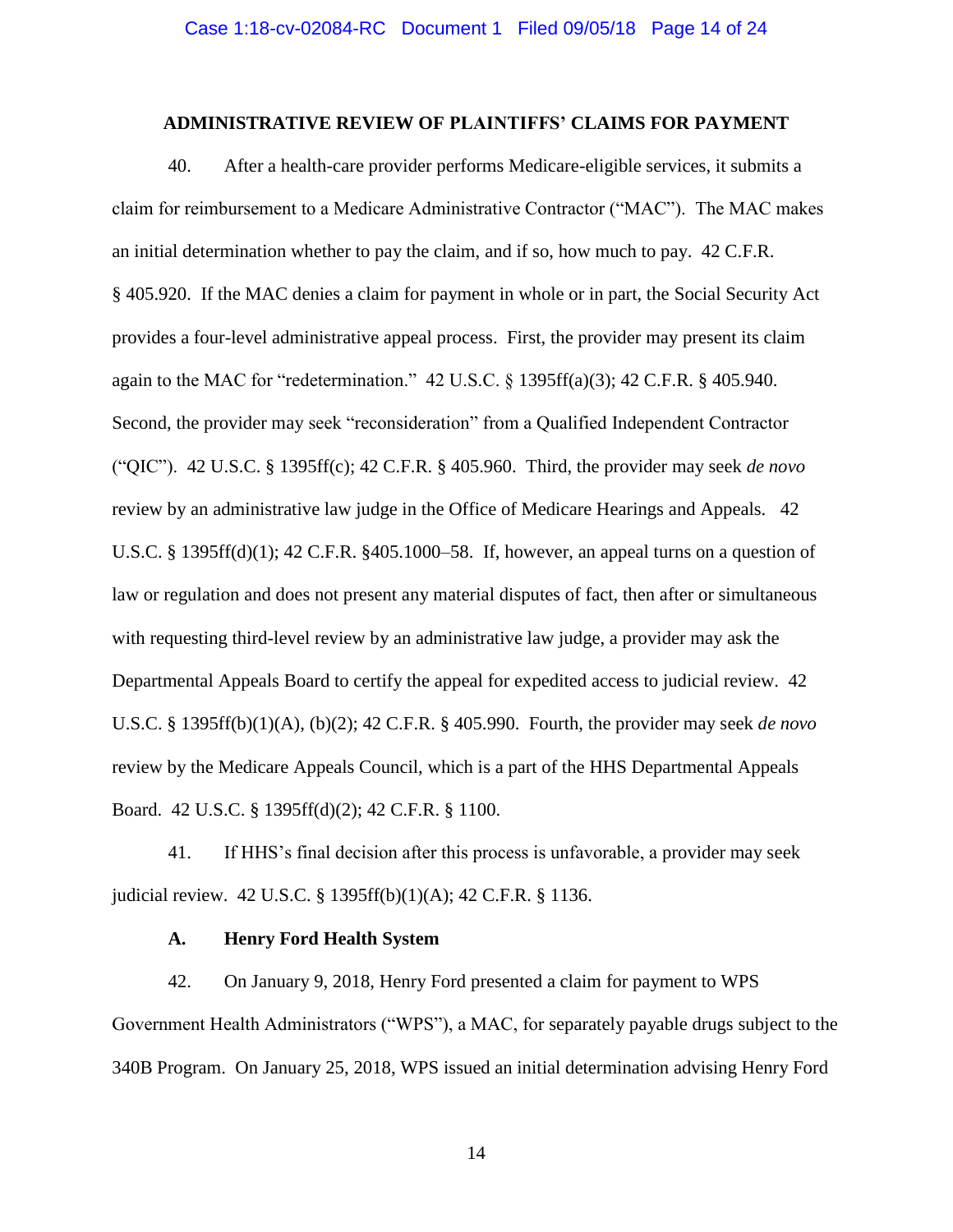## ADMINISTRATIVE REVIEW OF PLAINTIFFS' CLAIMS FOR PAYMENT

40. After a health-care provider performs Medicare-eligible services, it submits a claim for reimbursement to a Medicare Administrative Contractor ("MAC"). The MAC makes an initial determination whether to pay the claim, and if so, how much to pay. 42 C.F.R. § 405.920. If the MAC denies a claim for payment in whole or in part, the Social Security Act provides a four-level administrative appeal process. First, the provider may present its claim again to the MAC for "redetermination." 42 U.S.C. § 1395ff(a)(3); 42 C.F.R. § 405.940. Second, the provider may seek "reconsideration" from a Qualified Independent Contractor ("QIC"). 42 U.S.C. § 1395ff(c); 42 C.F.R. § 405.960. Third, the provider may seek *de novo* review by an administrative law judge in the Office of Medicare Hearings and Appeals. 42 U.S.C. § 1395ff(d)(1); 42 C.F.R. §405.1000–58. If, however, an appeal turns on a question of law or regulation and does not present any material disputes of fact, then after or simultaneous with requesting third-level review by an administrative law judge, a provider may ask the Departmental Appeals Board to certify the appeal for expedited access to judicial review. 42 U.S.C. § 1395ff(b)(1)(A), (b)(2); 42 C.F.R. § 405.990. Fourth, the provider may seek *de novo* review by the Medicare Appeals Council, which is a part of the HHS Departmental Appeals Board. 42 U.S.C. § 1395ff(d)(2); 42 C.F.R. § 1100.

41. If HHS's final decision after this process is unfavorable, a provider may seek judicial review. 42 U.S.C. § 1395ff(b)(1)(A); 42 C.F.R. § 1136.

### A. Henry Ford Health System

42. On January 9, 2018, Henry Ford presented a claim for payment to WPS Government Health Administrators ("WPS"), a MAC, for separately payable drugs subject to the 340B Program. On January 25, 2018, WPS issued an initial determination advising Henry Ford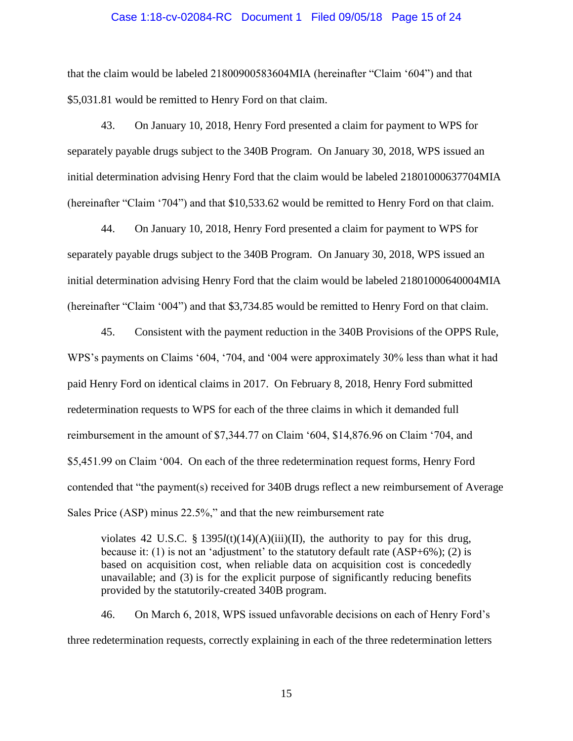that the claim would be labeled 21800900583604MIA (hereinafter "Claim '604") and that $5,031.81 would be remitted to Henry Ford on that claim.

43. On January 10, 2018, Henry Ford presented a claim for payment to WPS for separately payable drugs subject to the 340B Program. On January 30, 2018, WPS issued an initial determination advising Henry Ford that the claim would be labeled 21801000637704MIA (hereinafter "Claim '704") and that $10,533.62 would be remitted to Henry Ford on that claim.

44. On January 10, 2018, Henry Ford presented a claim for payment to WPS for separately payable drugs subject to the 340B Program. On January 30, 2018, WPS issued an initial determination advising Henry Ford that the claim would be labeled 21801000640004MIA (hereinafter "Claim '004") and that $3,734.85 would be remitted to Henry Ford on that claim.

45. Consistent with the payment reduction in the 340B Provisions of the OPPS Rule, WPS's payments on Claims '604, '704, and '004 were approximately 30% less than what it had paid Henry Ford on identical claims in 2017. On February 8, 2018, Henry Ford submitted redetermination requests to WPS for each of the three claims in which it demanded full reimbursement in the amount of $7,344.77 on Claim '604, $14,876.96 on Claim '704, and $5,451.99 on Claim '004. On each of the three redetermination request forms, Henry Ford contended that "the payment(s) received for 340B drugs reflect a new reimbursement of Average Sales Price (ASP) minus 22.5%," and that the new reimbursement rate

> violates 42 U.S.C. § 1395*l*(t)(14)(A)(iii)(II), the authority to pay for this drug, because it: (1) is not an 'adjustment' to the statutory default rate (ASP+6%); (2) is based on acquisition cost, when reliable data on acquisition cost is concededly unavailable; and (3) is for the explicit purpose of significantly reducing benefits provided by the statutorily-created 340B program.

46. On March 6, 2018, WPS issued unfavorable decisions on each of Henry Ford's three redetermination requests, correctly explaining in each of the three redetermination letters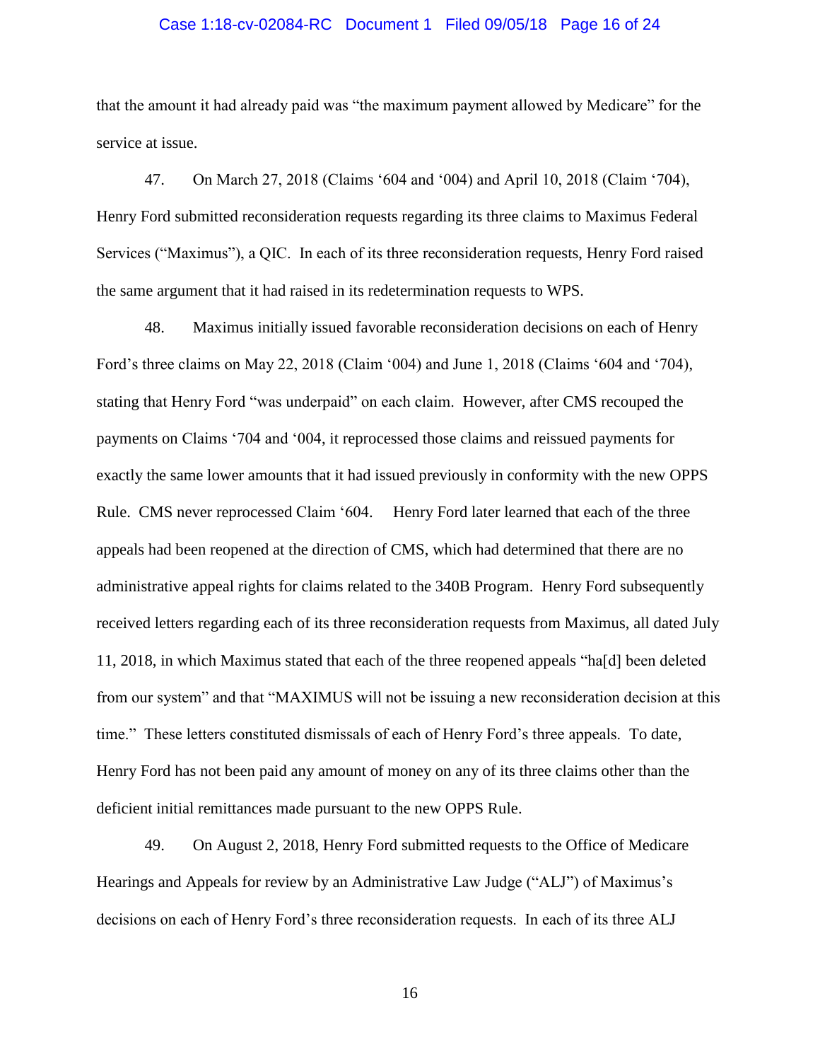that the amount it had already paid was "the maximum payment allowed by Medicare" for the service at issue.

47. On March 27, 2018 (Claims '604 and '004) and April 10, 2018 (Claim '704), Henry Ford submitted reconsideration requests regarding its three claims to Maximus Federal Services ("Maximus"), a QIC. In each of its three reconsideration requests, Henry Ford raised the same argument that it had raised in its redetermination requests to WPS.

48. Maximus initially issued favorable reconsideration decisions on each of Henry Ford's three claims on May 22, 2018 (Claim '004) and June 1, 2018 (Claims '604 and '704), stating that Henry Ford "was underpaid" on each claim. However, after CMS recouped the payments on Claims '704 and '004, it reprocessed those claims and reissued payments for exactly the same lower amounts that it had issued previously in conformity with the new OPPS Rule. CMS never reprocessed Claim '604. Henry Ford later learned that each of the three appeals had been reopened at the direction of CMS, which had determined that there are no administrative appeal rights for claims related to the 340B Program. Henry Ford subsequently received letters regarding each of its three reconsideration requests from Maximus, all dated July 11, 2018, in which Maximus stated that each of the three reopened appeals "ha[d] been deleted from our system" and that "MAXIMUS will not be issuing a new reconsideration decision at this time." These letters constituted dismissals of each of Henry Ford's three appeals. To date, Henry Ford has not been paid any amount of money on any of its three claims other than the deficient initial remittances made pursuant to the new OPPS Rule.

49. On August 2, 2018, Henry Ford submitted requests to the Office of Medicare Hearings and Appeals for review by an Administrative Law Judge ("ALJ") of Maximus's decisions on each of Henry Ford's three reconsideration requests. In each of its three ALJ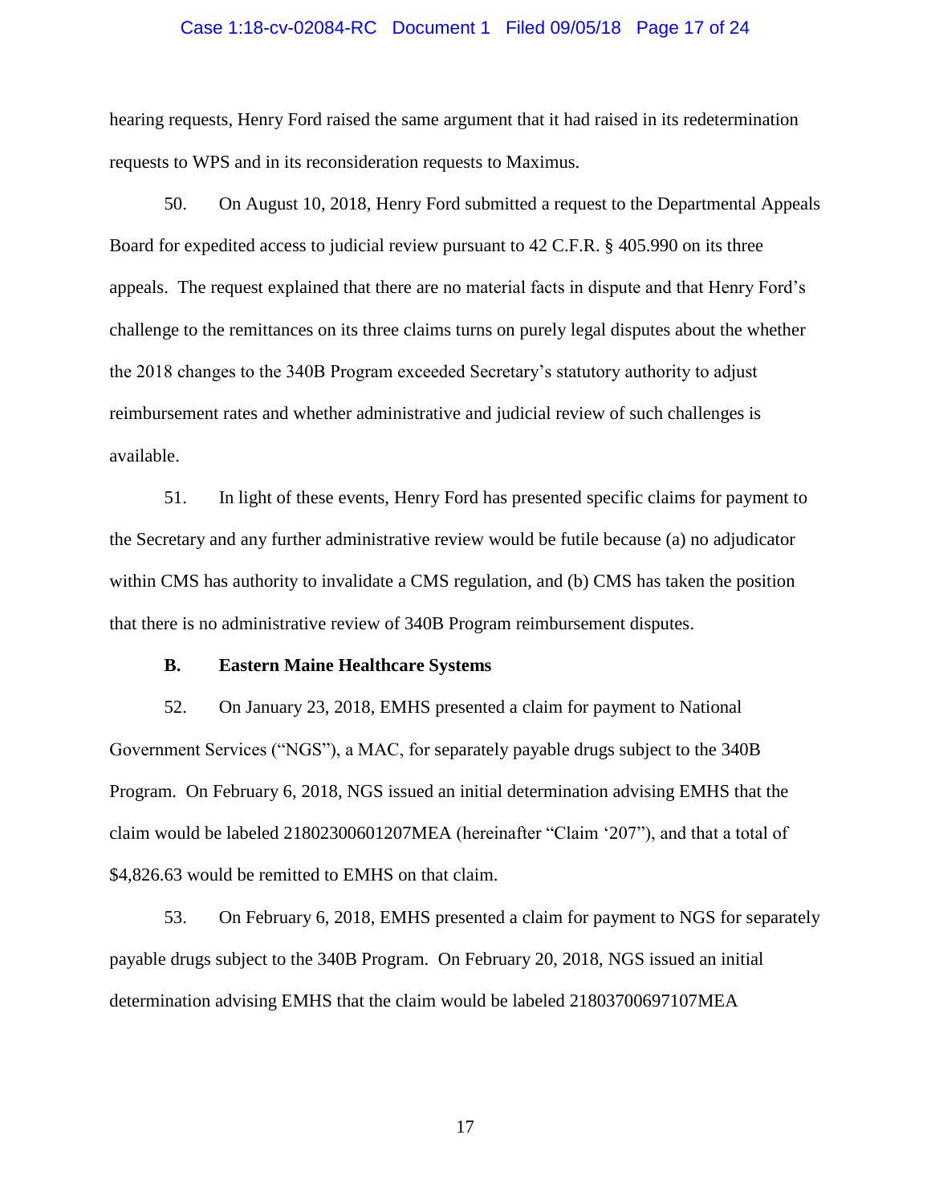hearing requests, Henry Ford raised the same argument that it had raised in its redetermination requests to WPS and in its reconsideration requests to Maximus.

50. On August 10, 2018, Henry Ford submitted a request to the Departmental Appeals Board for expedited access to judicial review pursuant to 42 C.F.R. § 405.990 on its three appeals. The request explained that there are no material facts in dispute and that Henry Ford's challenge to the remittances on its three claims turns on purely legal disputes about the whether the 2018 changes to the 340B Program exceeded Secretary's statutory authority to adjust reimbursement rates and whether administrative and judicial review of such challenges is available.

51. In light of these events, Henry Ford has presented specific claims for payment to the Secretary and any further administrative review would be futile because (a) no adjudicator within CMS has authority to invalidate a CMS regulation, and (b) CMS has taken the position that there is no administrative review of 340B Program reimbursement disputes.

**B. Eastern Maine Healthcare Systems**

52. On January 23, 2018, EMHS presented a claim for payment to National Government Services ("NGS"), a MAC, for separately payable drugs subject to the 340B Program. On February 6, 2018, NGS issued an initial determination advising EMHS that the claim would be labeled 21802300601207MEA (hereinafter "Claim '207"), and that a total of $4,826.63 would be remitted to EMHS on that claim.

53. On February 6, 2018, EMHS presented a claim for payment to NGS for separately payable drugs subject to the 340B Program. On February 20, 2018, NGS issued an initial determination advising EMHS that the claim would be labeled 21803700697107MEA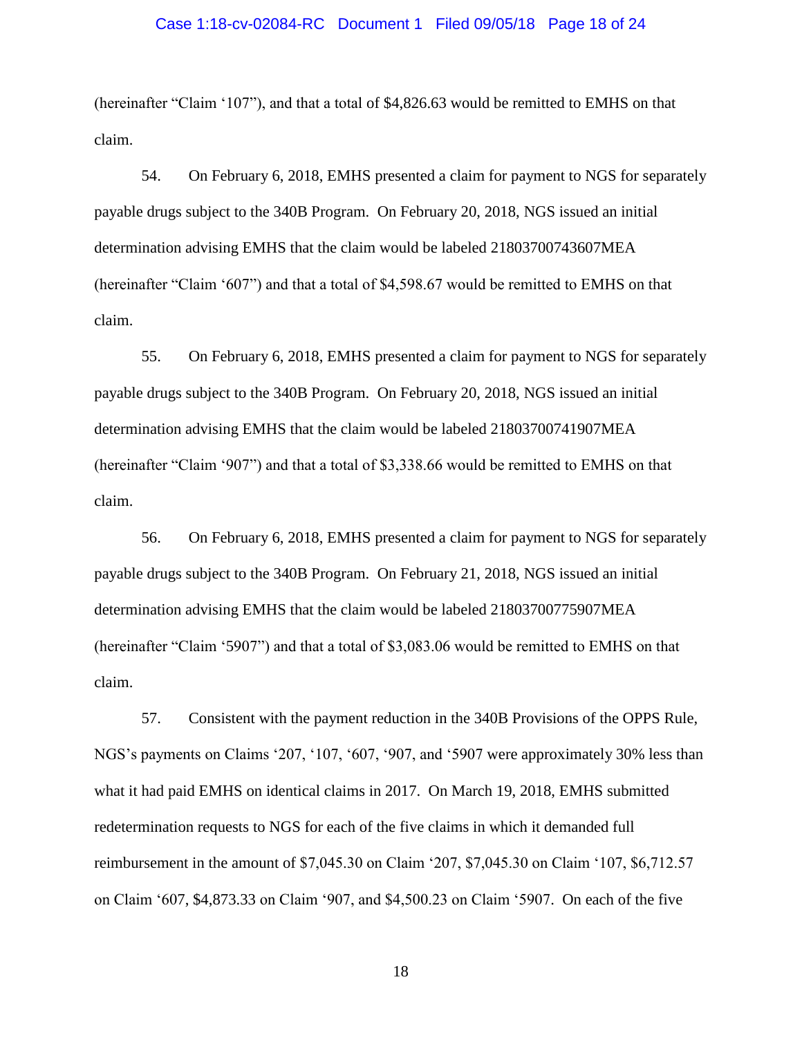(hereinafter "Claim '107"), and that a total of $4,826.63 would be remitted to EMHS on that claim.

54. On February 6, 2018, EMHS presented a claim for payment to NGS for separately payable drugs subject to the 340B Program. On February 20, 2018, NGS issued an initial determination advising EMHS that the claim would be labeled 21803700743607MEA (hereinafter "Claim '607") and that a total of $4,598.67 would be remitted to EMHS on that claim.

55. On February 6, 2018, EMHS presented a claim for payment to NGS for separately payable drugs subject to the 340B Program. On February 20, 2018, NGS issued an initial determination advising EMHS that the claim would be labeled 21803700741907MEA (hereinafter "Claim '907") and that a total of $3,338.66 would be remitted to EMHS on that claim.

56. On February 6, 2018, EMHS presented a claim for payment to NGS for separately payable drugs subject to the 340B Program. On February 21, 2018, NGS issued an initial determination advising EMHS that the claim would be labeled 21803700775907MEA (hereinafter "Claim '5907") and that a total of $3,083.06 would be remitted to EMHS on that claim.

57. Consistent with the payment reduction in the 340B Provisions of the OPPS Rule, NGS's payments on Claims '207, '107, '607, '907, and '5907 were approximately 30% less than what it had paid EMHS on identical claims in 2017. On March 19, 2018, EMHS submitted redetermination requests to NGS for each of the five claims in which it demanded full reimbursement in the amount of $7,045.30 on Claim '207, $7,045.30 on Claim '107, $6,712.57 on Claim '607, $4,873.33 on Claim '907, and $4,500.23 on Claim '5907. On each of the five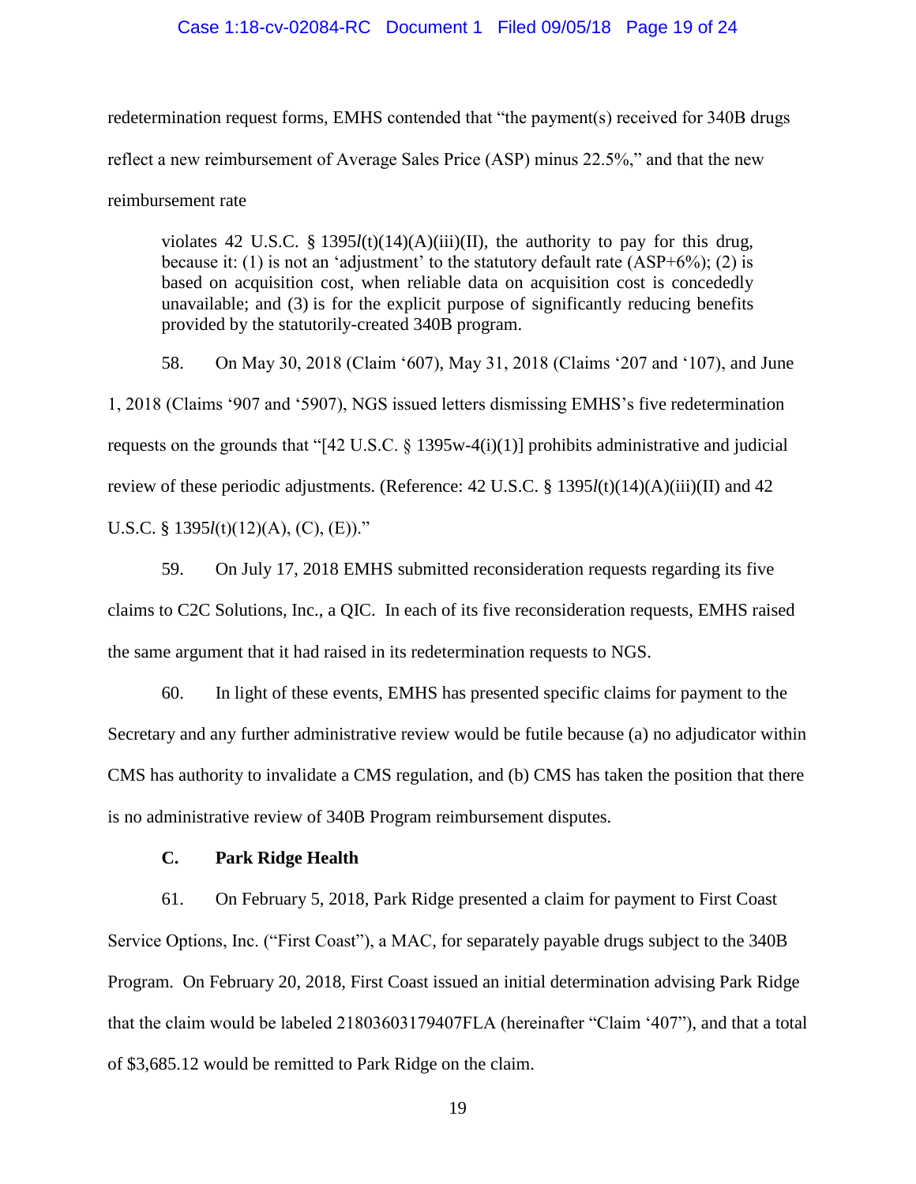redetermination request forms, EMHS contended that "the payment(s) received for 340B drugs reflect a new reimbursement of Average Sales Price (ASP) minus 22.5%," and that the new reimbursement rate

> violates 42 U.S.C. § 1395*l*(t)(14)(A)(iii)(II), the authority to pay for this drug, because it: (1) is not an 'adjustment' to the statutory default rate (ASP+6%); (2) is based on acquisition cost, when reliable data on acquisition cost is concededly unavailable; and (3) is for the explicit purpose of significantly reducing benefits provided by the statutorily-created 340B program.

58. On May 30, 2018 (Claim '607), May 31, 2018 (Claims '207 and '107), and June 1, 2018 (Claims '907 and '5907), NGS issued letters dismissing EMHS's five redetermination requests on the grounds that "[42 U.S.C. § 1395w-4(i)(1)] prohibits administrative and judicial review of these periodic adjustments. (Reference: 42 U.S.C. § 1395*l*(t)(14)(A)(iii)(II) and 42 U.S.C. § 1395*l*(t)(12)(A), (C), (E))."

59. On July 17, 2018 EMHS submitted reconsideration requests regarding its five claims to C2C Solutions, Inc., a QIC. In each of its five reconsideration requests, EMHS raised the same argument that it had raised in its redetermination requests to NGS.

60. In light of these events, EMHS has presented specific claims for payment to the Secretary and any further administrative review would be futile because (a) no adjudicator within CMS has authority to invalidate a CMS regulation, and (b) CMS has taken the position that there is no administrative review of 340B Program reimbursement disputes.

### C. Park Ridge Health

61. On February 5, 2018, Park Ridge presented a claim for payment to First Coast Service Options, Inc. ("First Coast"), a MAC, for separately payable drugs subject to the 340B Program. On February 20, 2018, First Coast issued an initial determination advising Park Ridge that the claim would be labeled 21803603179407FLA (hereinafter "Claim '407"), and that a total of $3,685.12 would be remitted to Park Ridge on the claim.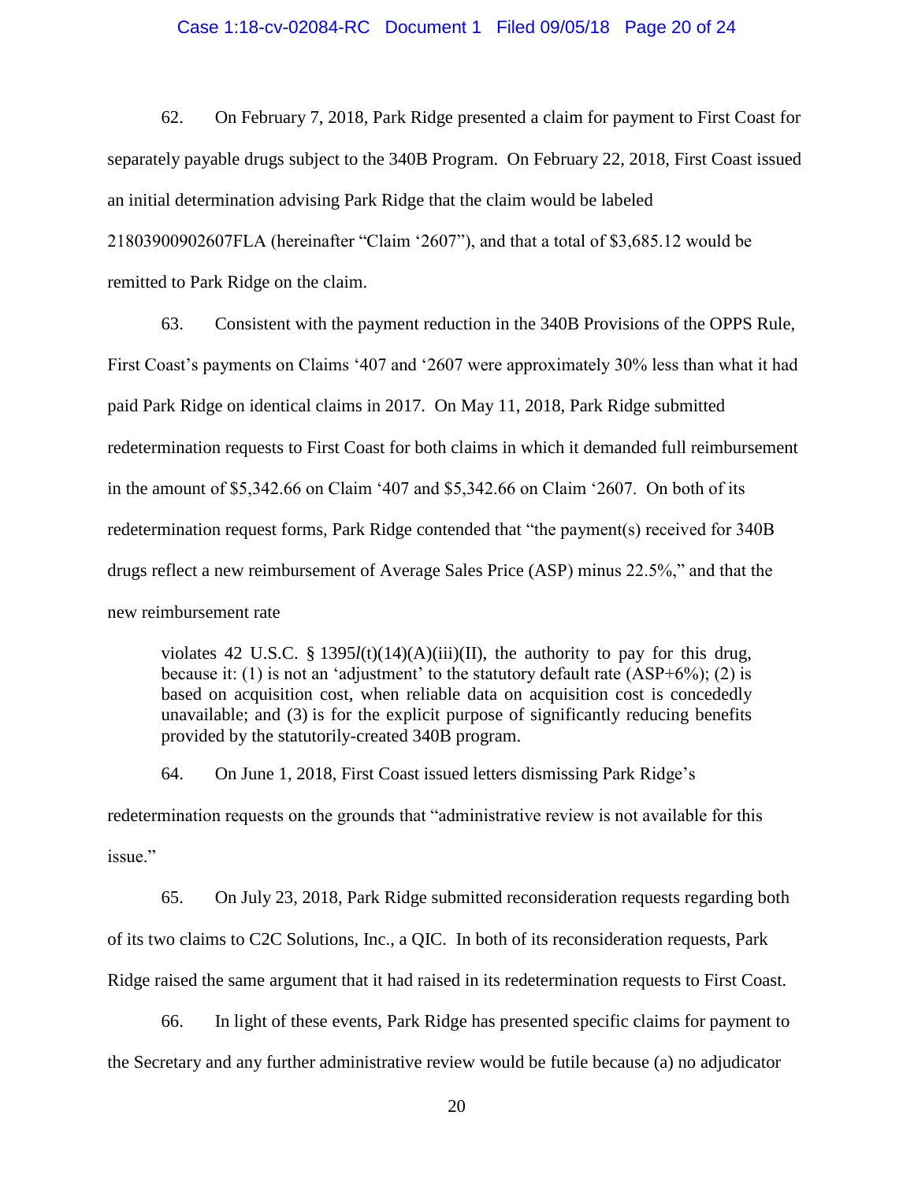62. On February 7, 2018, Park Ridge presented a claim for payment to First Coast for separately payable drugs subject to the 340B Program. On February 22, 2018, First Coast issued an initial determination advising Park Ridge that the claim would be labeled 21803900902607FLA (hereinafter "Claim '2607"), and that a total of $3,685.12 would be remitted to Park Ridge on the claim.

63. Consistent with the payment reduction in the 340B Provisions of the OPPS Rule, First Coast's payments on Claims '407 and '2607 were approximately 30% less than what it had paid Park Ridge on identical claims in 2017. On May 11, 2018, Park Ridge submitted redetermination requests to First Coast for both claims in which it demanded full reimbursement in the amount of $5,342.66 on Claim '407 and $5,342.66 on Claim '2607. On both of its redetermination request forms, Park Ridge contended that "the payment(s) received for 340B drugs reflect a new reimbursement of Average Sales Price (ASP) minus 22.5%," and that the new reimbursement rate

> violates 42 U.S.C. § 1395*l*(t)(14)(A)(iii)(II), the authority to pay for this drug, because it: (1) is not an 'adjustment' to the statutory default rate (ASP+6%); (2) is based on acquisition cost, when reliable data on acquisition cost is concededly unavailable; and (3) is for the explicit purpose of significantly reducing benefits provided by the statutorily-created 340B program.

64. On June 1, 2018, First Coast issued letters dismissing Park Ridge's redetermination requests on the grounds that "administrative review is not available for this issue."

65. On July 23, 2018, Park Ridge submitted reconsideration requests regarding both of its two claims to C2C Solutions, Inc., a QIC. In both of its reconsideration requests, Park Ridge raised the same argument that it had raised in its redetermination requests to First Coast.

66. In light of these events, Park Ridge has presented specific claims for payment to the Secretary and any further administrative review would be futile because (a) no adjudicator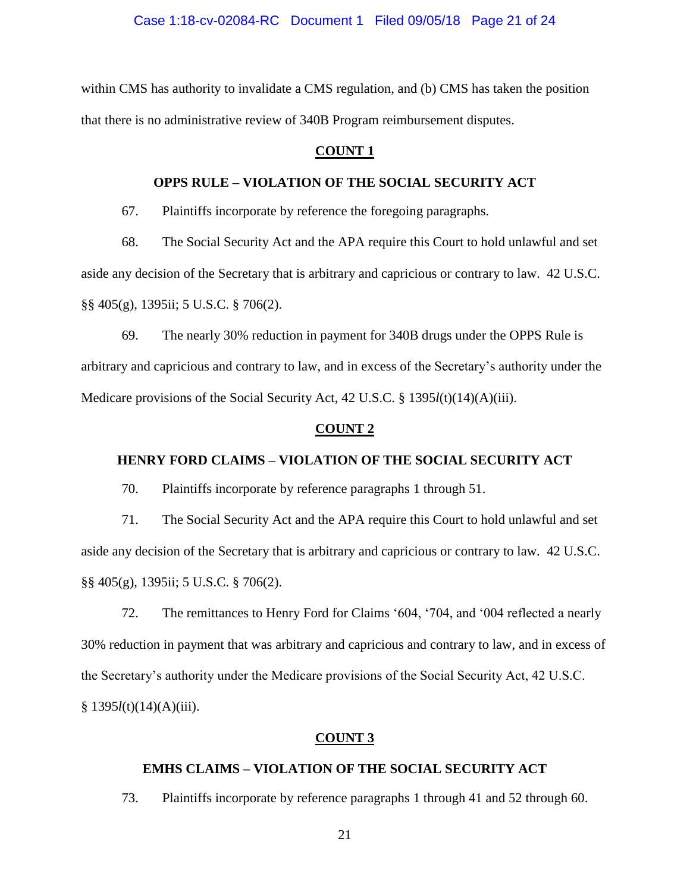within CMS has authority to invalidate a CMS regulation, and (b) CMS has taken the position that there is no administrative review of 340B Program reimbursement disputes.

**COUNT 1**

**OPPS RULE – VIOLATION OF THE SOCIAL SECURITY ACT**

67. Plaintiffs incorporate by reference the foregoing paragraphs.

68. The Social Security Act and the APA require this Court to hold unlawful and set aside any decision of the Secretary that is arbitrary and capricious or contrary to law. 42 U.S.C. §§ 405(g), 1395ii; 5 U.S.C. § 706(2).

69. The nearly 30% reduction in payment for 340B drugs under the OPPS Rule is arbitrary and capricious and contrary to law, and in excess of the Secretary's authority under the Medicare provisions of the Social Security Act, 42 U.S.C. § 1395*l*(t)(14)(A)(iii).

**COUNT 2**

**HENRY FORD CLAIMS – VIOLATION OF THE SOCIAL SECURITY ACT**

70. Plaintiffs incorporate by reference paragraphs 1 through 51.

71. The Social Security Act and the APA require this Court to hold unlawful and set aside any decision of the Secretary that is arbitrary and capricious or contrary to law. 42 U.S.C. §§ 405(g), 1395ii; 5 U.S.C. § 706(2).

72. The remittances to Henry Ford for Claims '604, '704, and '004 reflected a nearly 30% reduction in payment that was arbitrary and capricious and contrary to law, and in excess of the Secretary's authority under the Medicare provisions of the Social Security Act, 42 U.S.C. § 1395*l*(t)(14)(A)(iii).

**COUNT 3**

**EMHS CLAIMS – VIOLATION OF THE SOCIAL SECURITY ACT**

73. Plaintiffs incorporate by reference paragraphs 1 through 41 and 52 through 60.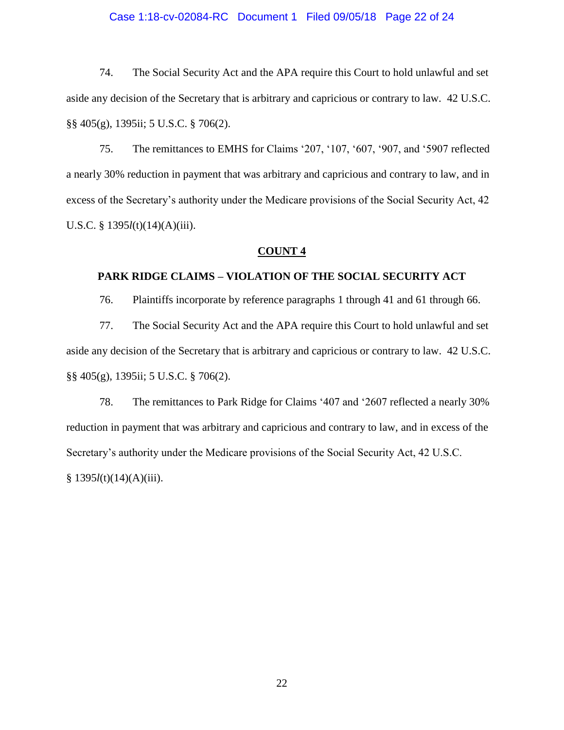74. The Social Security Act and the APA require this Court to hold unlawful and set aside any decision of the Secretary that is arbitrary and capricious or contrary to law. 42 U.S.C. §§ 405(g), 1395ii; 5 U.S.C. § 706(2).

75. The remittances to EMHS for Claims '207, '107, '607, '907, and '5907 reflected a nearly 30% reduction in payment that was arbitrary and capricious and contrary to law, and in excess of the Secretary's authority under the Medicare provisions of the Social Security Act, 42 U.S.C. § 1395*l*(t)(14)(A)(iii).

## COUNT 4

### PARK RIDGE CLAIMS – VIOLATION OF THE SOCIAL SECURITY ACT

76. Plaintiffs incorporate by reference paragraphs 1 through 41 and 61 through 66.

77. The Social Security Act and the APA require this Court to hold unlawful and set aside any decision of the Secretary that is arbitrary and capricious or contrary to law. 42 U.S.C. §§ 405(g), 1395ii; 5 U.S.C. § 706(2).

78. The remittances to Park Ridge for Claims '407 and '2607 reflected a nearly 30% reduction in payment that was arbitrary and capricious and contrary to law, and in excess of the Secretary's authority under the Medicare provisions of the Social Security Act, 42 U.S.C. § 1395*l*(t)(14)(A)(iii).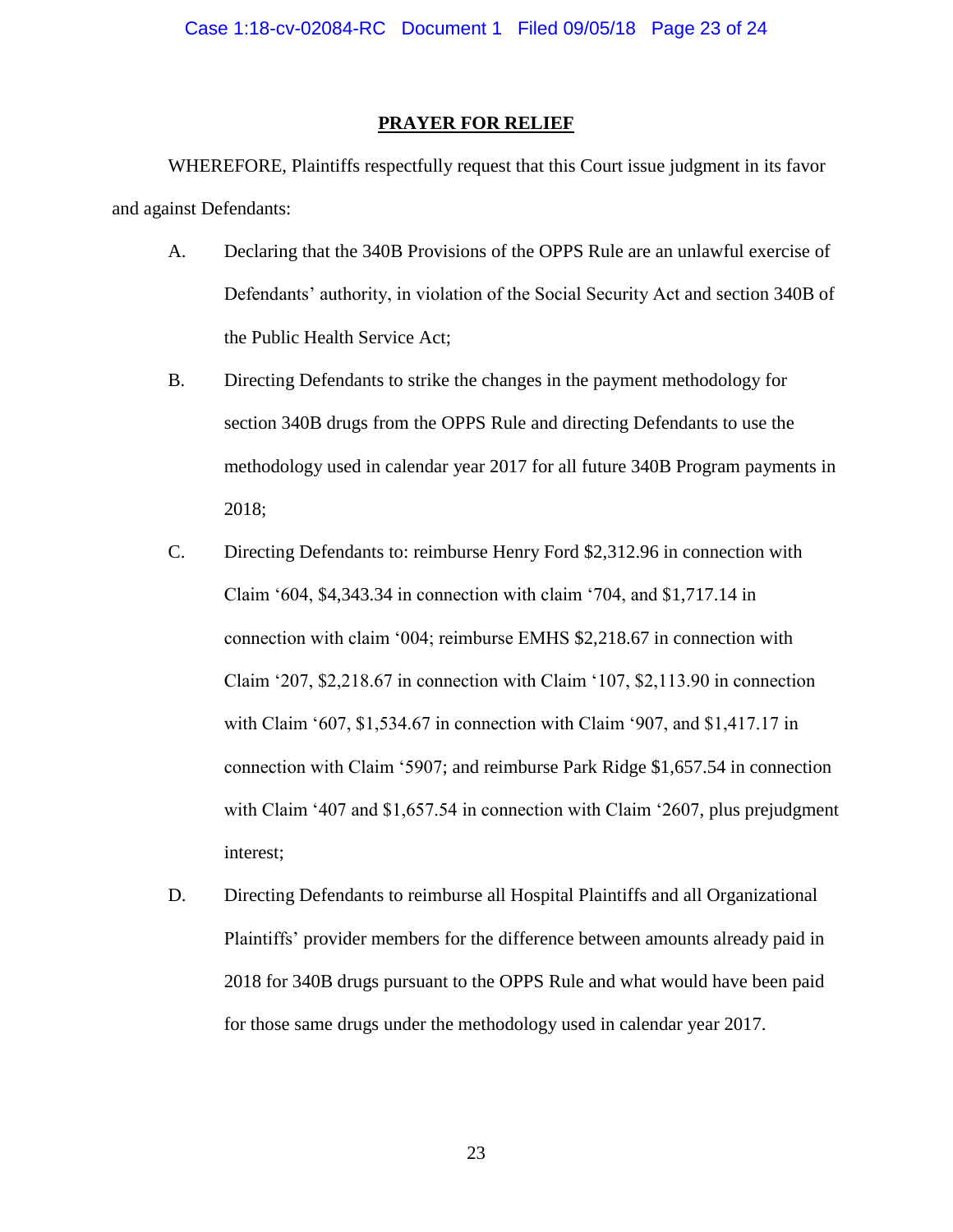## PRAYER FOR RELIEF

WHEREFORE, Plaintiffs respectfully request that this Court issue judgment in its favor and against Defendants:

A. Declaring that the 340B Provisions of the OPPS Rule are an unlawful exercise of Defendants' authority, in violation of the Social Security Act and section 340B of the Public Health Service Act;

B. Directing Defendants to strike the changes in the payment methodology for section 340B drugs from the OPPS Rule and directing Defendants to use the methodology used in calendar year 2017 for all future 340B Program payments in 2018;

C. Directing Defendants to: reimburse Henry Ford $2,312.96 in connection with Claim '604, $4,343.34 in connection with claim '704, and $1,717.14 in connection with claim '004; reimburse EMHS $2,218.67 in connection with Claim '207, $2,218.67 in connection with Claim '107, $2,113.90 in connection with Claim '607, $1,534.67 in connection with Claim '907, and $1,417.17 in connection with Claim '5907; and reimburse Park Ridge $1,657.54 in connection with Claim '407 and $1,657.54 in connection with Claim '2607, plus prejudgment interest;

D. Directing Defendants to reimburse all Hospital Plaintiffs and all Organizational Plaintiffs' provider members for the difference between amounts already paid in 2018 for 340B drugs pursuant to the OPPS Rule and what would have been paid for those same drugs under the methodology used in calendar year 2017.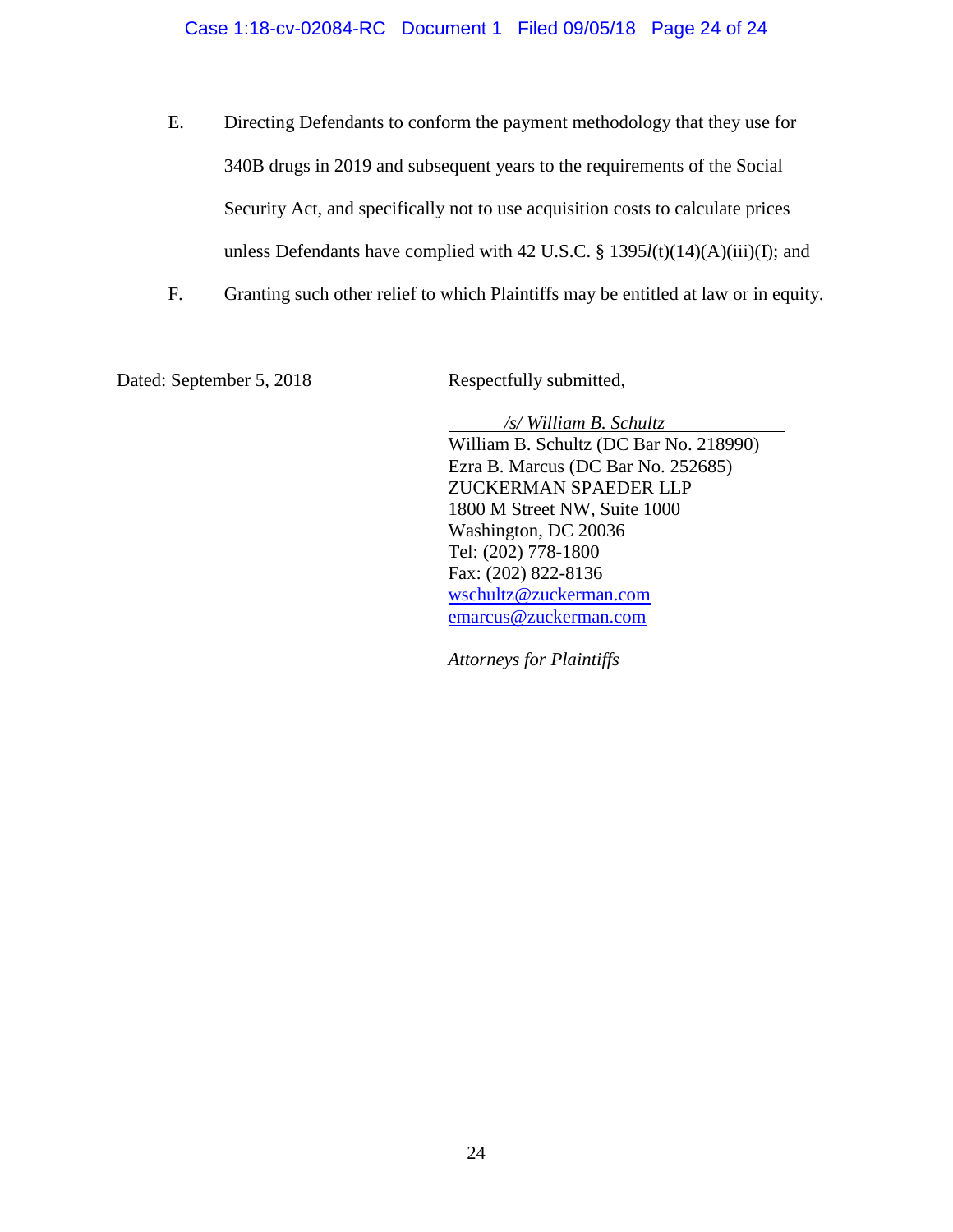E. Directing Defendants to conform the payment methodology that they use for 340B drugs in 2019 and subsequent years to the requirements of the Social Security Act, and specifically not to use acquisition costs to calculate prices unless Defendants have complied with 42 U.S.C. § 1395*l*(t)(14)(A)(iii)(I); and

F. Granting such other relief to which Plaintiffs may be entitled at law or in equity.

Dated: September 5, 2018

Respectfully submitted,

*/s/ William B. Schultz*  
William B. Schultz (DC Bar No. 218990)  
Ezra B. Marcus (DC Bar No. 252685)  
ZUCKERMAN SPAEDER LLP  
1800 M Street NW, Suite 1000  
Washington, DC 20036  
Tel: (202) 778-1800  
Fax: (202) 822-8136  
wschultz@zuckerman.com  
emarcus@zuckerman.com

*Attorneys for Plaintiffs*